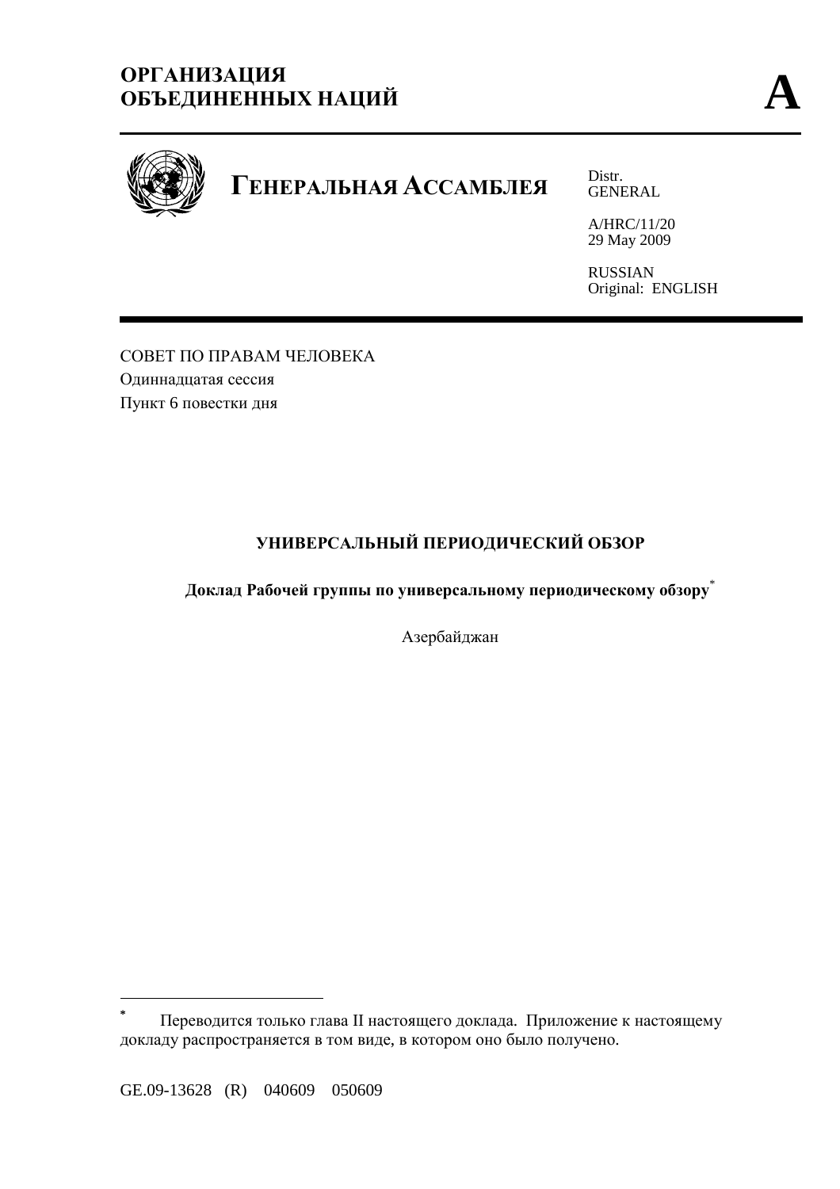**ОРГАНИЗАЦИЯ ОБЪЕДИНЕННЫХ НАЦИЙ** **A**

# ГЕНЕРАЛЬНАЯ АССАМБЛЕЯ

Distr.
GENERAL

A/HRC/11/20
29 May 2009

RUSSIAN
Original: ENGLISH

СОВЕТ ПО ПРАВАМ ЧЕЛОВЕКА
Одиннадцатая сессия
Пункт 6 повестки дня

## УНИВЕРСАЛЬНЫЙ ПЕРИОДИЧЕСКИЙ ОБЗОР

### Доклад Рабочей группы по универсальному периодическому обзору*

Азербайджан

---

* Переводится только глава II настоящего доклада. Приложение к настоящему докладу распространяется в том виде, в котором оно было получено.

GE.09-13628 (R) 040609 050609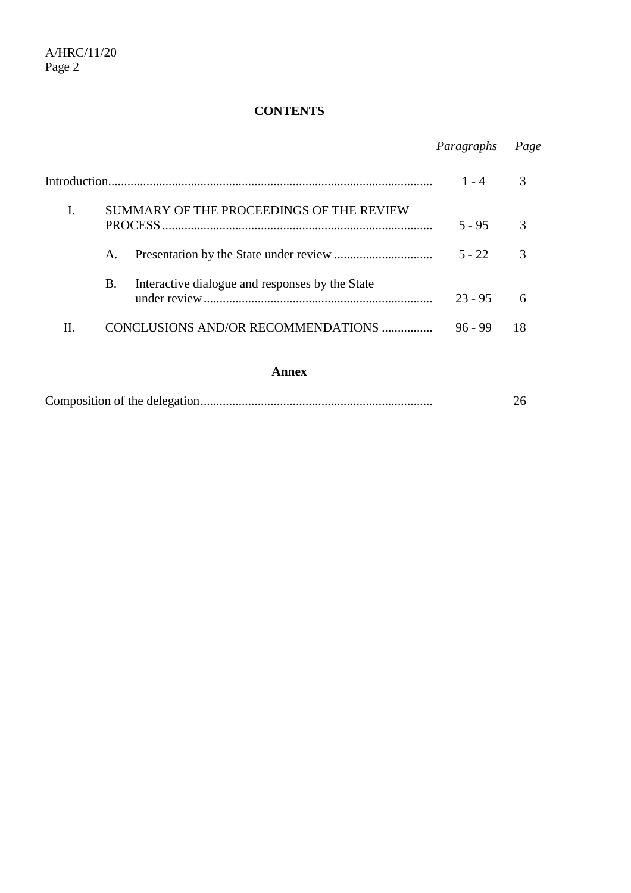## CONTENTS

| | | *Paragraphs* | *Page* |
|---|---|---|---|
| Introduction | | 1 - 4 | 3 |
| I. | SUMMARY OF THE PROCEEDINGS OF THE REVIEW PROCESS | 5 - 95 | 3 |
| | A. Presentation by the State under review | 5 - 22 | 3 |
| | B. Interactive dialogue and responses by the State under review | 23 - 95 | 6 |
| II. | CONCLUSIONS AND/OR RECOMMENDATIONS | 96 - 99 | 18 |

### Annex

| | Page |
|---|---|
| Composition of the delegation | 26 |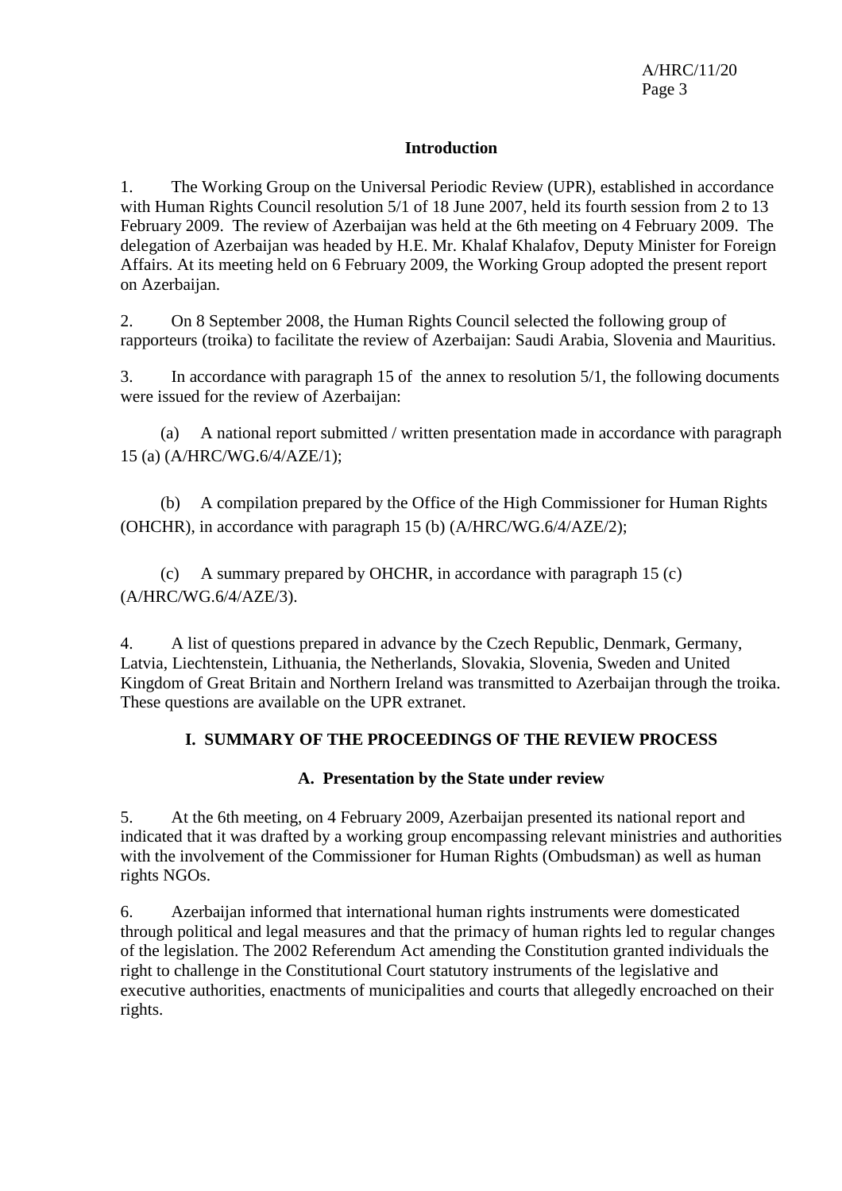## Introduction

1. The Working Group on the Universal Periodic Review (UPR), established in accordance with Human Rights Council resolution 5/1 of 18 June 2007, held its fourth session from 2 to 13 February 2009. The review of Azerbaijan was held at the 6th meeting on 4 February 2009. The delegation of Azerbaijan was headed by H.E. Mr. Khalaf Khalafov, Deputy Minister for Foreign Affairs. At its meeting held on 6 February 2009, the Working Group adopted the present report on Azerbaijan.

2. On 8 September 2008, the Human Rights Council selected the following group of rapporteurs (troika) to facilitate the review of Azerbaijan: Saudi Arabia, Slovenia and Mauritius.

3. In accordance with paragraph 15 of the annex to resolution 5/1, the following documents were issued for the review of Azerbaijan:

(a) A national report submitted / written presentation made in accordance with paragraph 15 (a) (A/HRC/WG.6/4/AZE/1);

(b) A compilation prepared by the Office of the High Commissioner for Human Rights (OHCHR), in accordance with paragraph 15 (b) (A/HRC/WG.6/4/AZE/2);

(c) A summary prepared by OHCHR, in accordance with paragraph 15 (c) (A/HRC/WG.6/4/AZE/3).

4. A list of questions prepared in advance by the Czech Republic, Denmark, Germany, Latvia, Liechtenstein, Lithuania, the Netherlands, Slovakia, Slovenia, Sweden and United Kingdom of Great Britain and Northern Ireland was transmitted to Azerbaijan through the troika. These questions are available on the UPR extranet.

# I. SUMMARY OF THE PROCEEDINGS OF THE REVIEW PROCESS

## A. Presentation by the State under review

5. At the 6th meeting, on 4 February 2009, Azerbaijan presented its national report and indicated that it was drafted by a working group encompassing relevant ministries and authorities with the involvement of the Commissioner for Human Rights (Ombudsman) as well as human rights NGOs.

6. Azerbaijan informed that international human rights instruments were domesticated through political and legal measures and that the primacy of human rights led to regular changes of the legislation. The 2002 Referendum Act amending the Constitution granted individuals the right to challenge in the Constitutional Court statutory instruments of the legislative and executive authorities, enactments of municipalities and courts that allegedly encroached on their rights.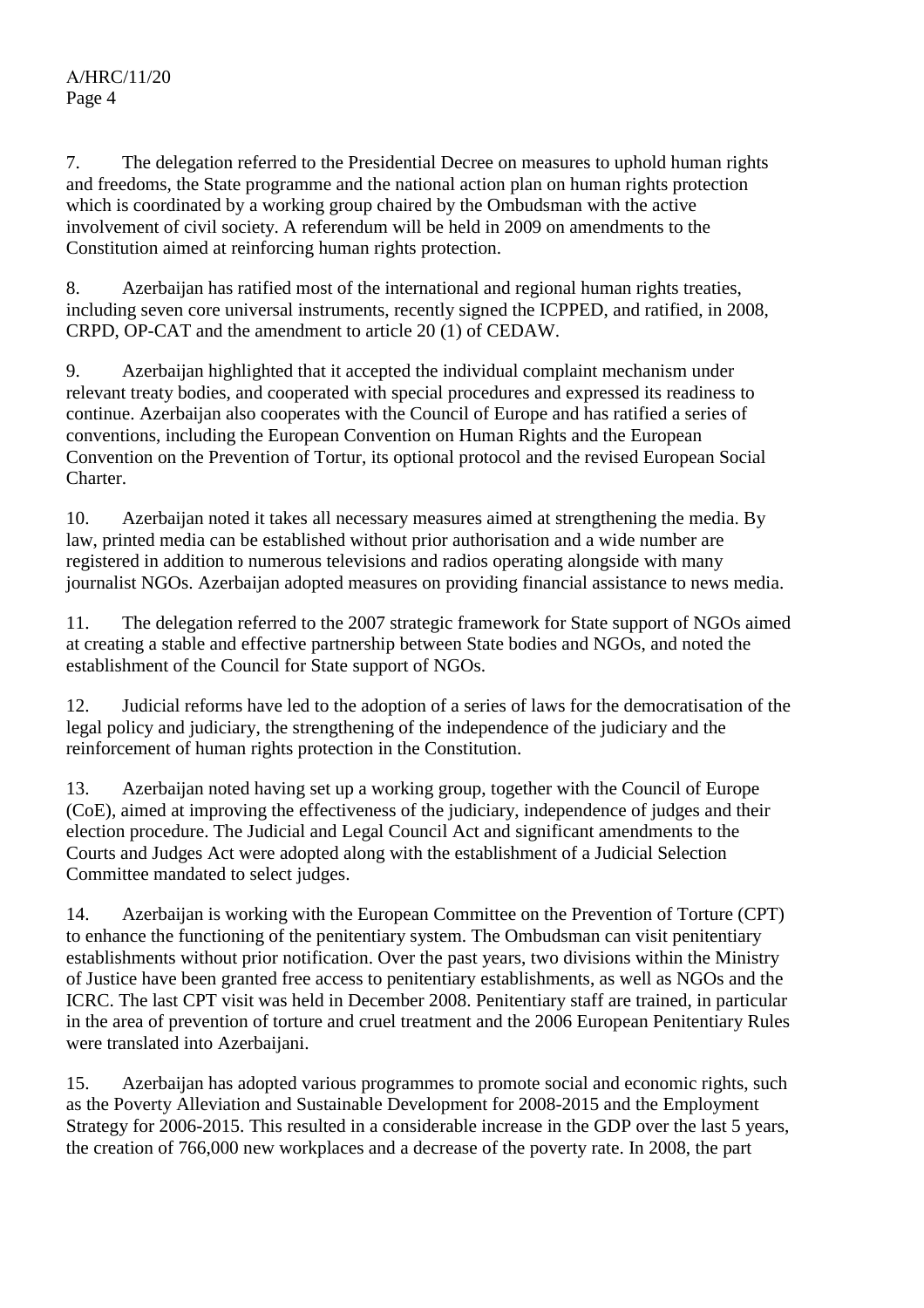7. The delegation referred to the Presidential Decree on measures to uphold human rights and freedoms, the State programme and the national action plan on human rights protection which is coordinated by a working group chaired by the Ombudsman with the active involvement of civil society. A referendum will be held in 2009 on amendments to the Constitution aimed at reinforcing human rights protection.

8. Azerbaijan has ratified most of the international and regional human rights treaties, including seven core universal instruments, recently signed the ICPPED, and ratified, in 2008, CRPD, OP-CAT and the amendment to article 20 (1) of CEDAW.

9. Azerbaijan highlighted that it accepted the individual complaint mechanism under relevant treaty bodies, and cooperated with special procedures and expressed its readiness to continue. Azerbaijan also cooperates with the Council of Europe and has ratified a series of conventions, including the European Convention on Human Rights and the European Convention on the Prevention of Tortur, its optional protocol and the revised European Social Charter.

10. Azerbaijan noted it takes all necessary measures aimed at strengthening the media. By law, printed media can be established without prior authorisation and a wide number are registered in addition to numerous televisions and radios operating alongside with many journalist NGOs. Azerbaijan adopted measures on providing financial assistance to news media.

11. The delegation referred to the 2007 strategic framework for State support of NGOs aimed at creating a stable and effective partnership between State bodies and NGOs, and noted the establishment of the Council for State support of NGOs.

12. Judicial reforms have led to the adoption of a series of laws for the democratisation of the legal policy and judiciary, the strengthening of the independence of the judiciary and the reinforcement of human rights protection in the Constitution.

13. Azerbaijan noted having set up a working group, together with the Council of Europe (CoE), aimed at improving the effectiveness of the judiciary, independence of judges and their election procedure. The Judicial and Legal Council Act and significant amendments to the Courts and Judges Act were adopted along with the establishment of a Judicial Selection Committee mandated to select judges.

14. Azerbaijan is working with the European Committee on the Prevention of Torture (CPT) to enhance the functioning of the penitentiary system. The Ombudsman can visit penitentiary establishments without prior notification. Over the past years, two divisions within the Ministry of Justice have been granted free access to penitentiary establishments, as well as NGOs and the ICRC. The last CPT visit was held in December 2008. Penitentiary staff are trained, in particular in the area of prevention of torture and cruel treatment and the 2006 European Penitentiary Rules were translated into Azerbaijani.

15. Azerbaijan has adopted various programmes to promote social and economic rights, such as the Poverty Alleviation and Sustainable Development for 2008-2015 and the Employment Strategy for 2006-2015. This resulted in a considerable increase in the GDP over the last 5 years, the creation of 766,000 new workplaces and a decrease of the poverty rate. In 2008, the part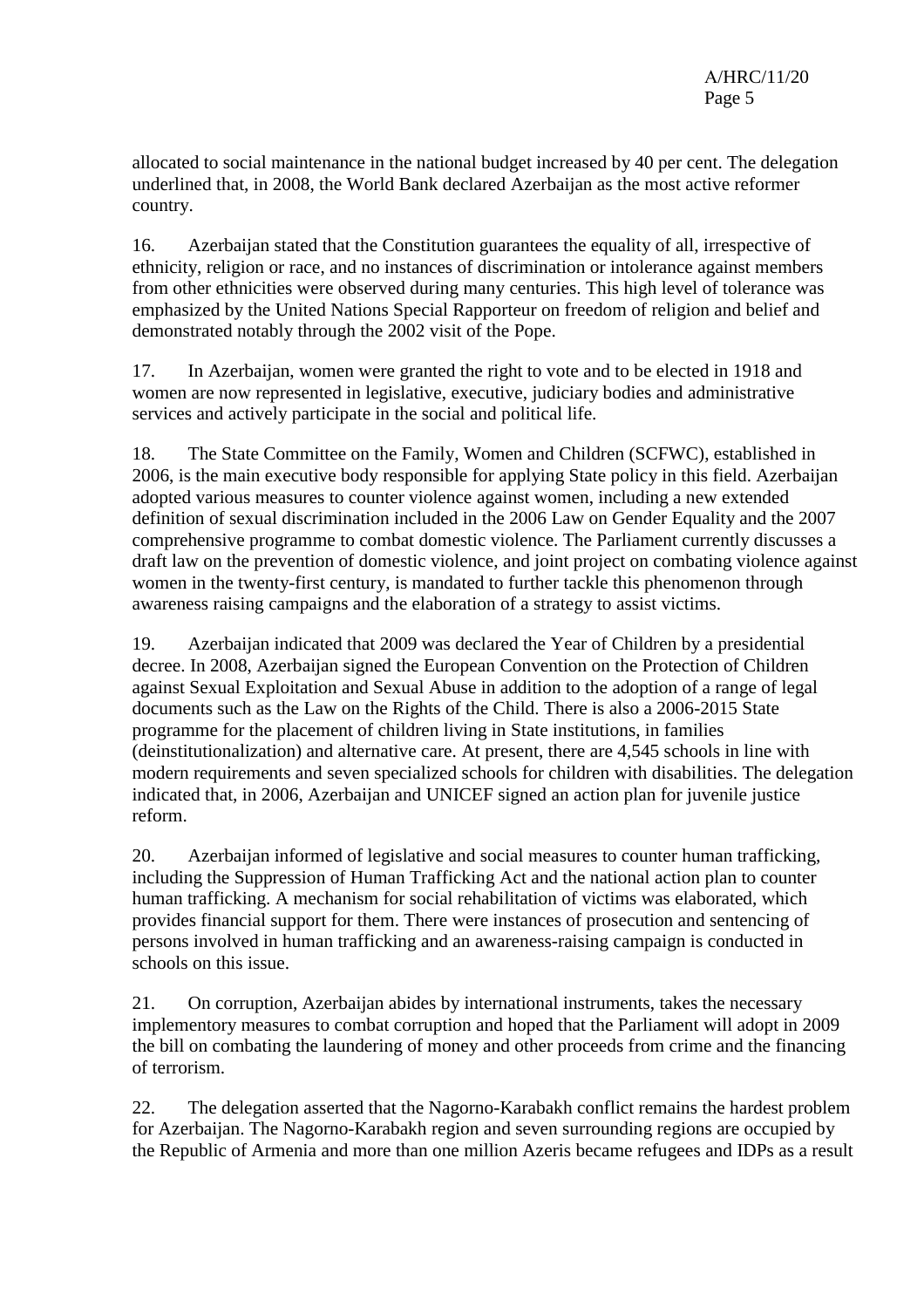allocated to social maintenance in the national budget increased by 40 per cent. The delegation underlined that, in 2008, the World Bank declared Azerbaijan as the most active reformer country.

16. Azerbaijan stated that the Constitution guarantees the equality of all, irrespective of ethnicity, religion or race, and no instances of discrimination or intolerance against members from other ethnicities were observed during many centuries. This high level of tolerance was emphasized by the United Nations Special Rapporteur on freedom of religion and belief and demonstrated notably through the 2002 visit of the Pope.

17. In Azerbaijan, women were granted the right to vote and to be elected in 1918 and women are now represented in legislative, executive, judiciary bodies and administrative services and actively participate in the social and political life.

18. The State Committee on the Family, Women and Children (SCFWC), established in 2006, is the main executive body responsible for applying State policy in this field. Azerbaijan adopted various measures to counter violence against women, including a new extended definition of sexual discrimination included in the 2006 Law on Gender Equality and the 2007 comprehensive programme to combat domestic violence. The Parliament currently discusses a draft law on the prevention of domestic violence, and joint project on combating violence against women in the twenty-first century, is mandated to further tackle this phenomenon through awareness raising campaigns and the elaboration of a strategy to assist victims.

19. Azerbaijan indicated that 2009 was declared the Year of Children by a presidential decree. In 2008, Azerbaijan signed the European Convention on the Protection of Children against Sexual Exploitation and Sexual Abuse in addition to the adoption of a range of legal documents such as the Law on the Rights of the Child. There is also a 2006-2015 State programme for the placement of children living in State institutions, in families (deinstitutionalization) and alternative care. At present, there are 4,545 schools in line with modern requirements and seven specialized schools for children with disabilities. The delegation indicated that, in 2006, Azerbaijan and UNICEF signed an action plan for juvenile justice reform.

20. Azerbaijan informed of legislative and social measures to counter human trafficking, including the Suppression of Human Trafficking Act and the national action plan to counter human trafficking. A mechanism for social rehabilitation of victims was elaborated, which provides financial support for them. There were instances of prosecution and sentencing of persons involved in human trafficking and an awareness-raising campaign is conducted in schools on this issue.

21. On corruption, Azerbaijan abides by international instruments, takes the necessary implementory measures to combat corruption and hoped that the Parliament will adopt in 2009 the bill on combating the laundering of money and other proceeds from crime and the financing of terrorism.

22. The delegation asserted that the Nagorno-Karabakh conflict remains the hardest problem for Azerbaijan. The Nagorno-Karabakh region and seven surrounding regions are occupied by the Republic of Armenia and more than one million Azeris became refugees and IDPs as a result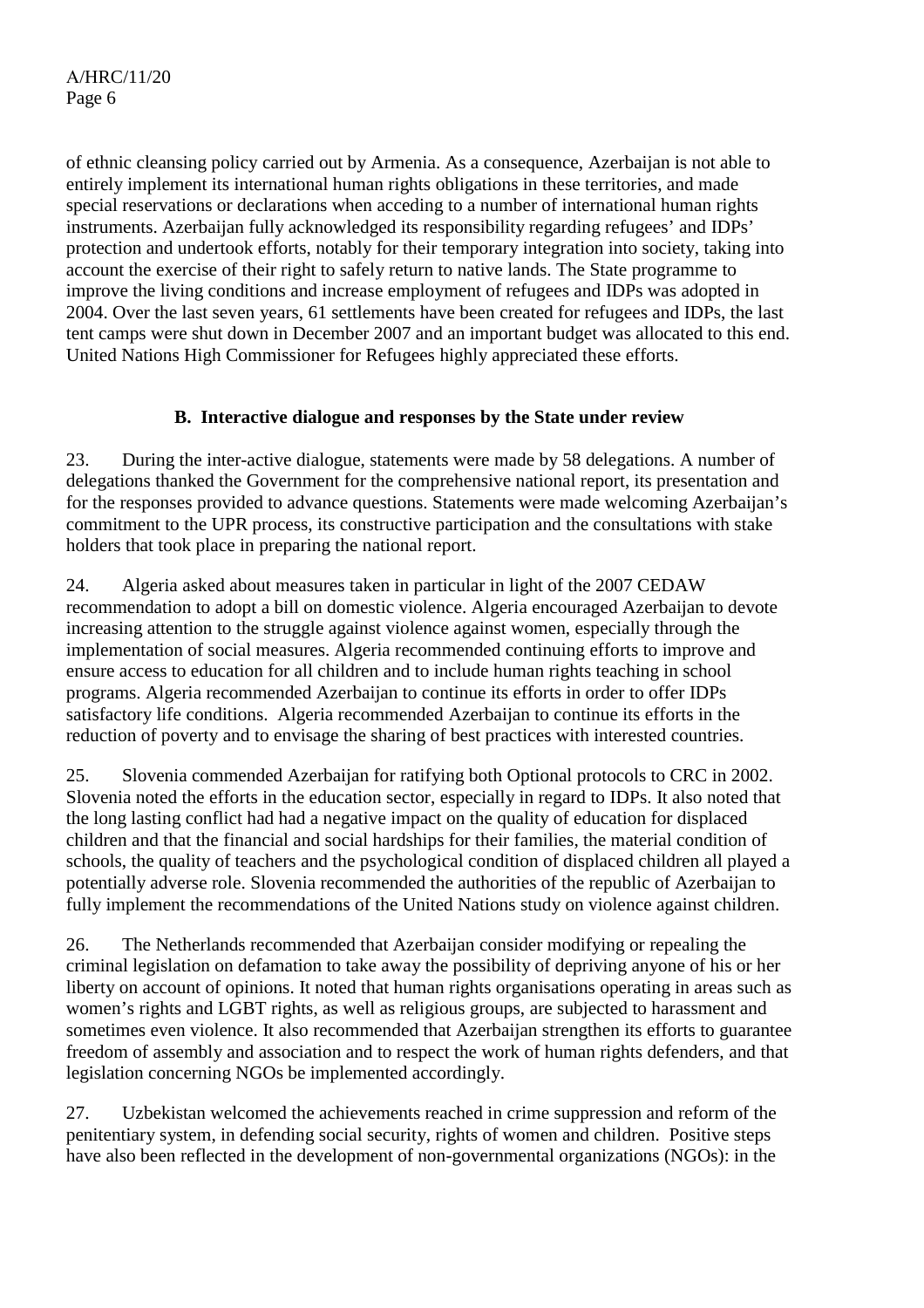of ethnic cleansing policy carried out by Armenia. As a consequence, Azerbaijan is not able to entirely implement its international human rights obligations in these territories, and made special reservations or declarations when acceding to a number of international human rights instruments. Azerbaijan fully acknowledged its responsibility regarding refugees' and IDPs' protection and undertook efforts, notably for their temporary integration into society, taking into account the exercise of their right to safely return to native lands. The State programme to improve the living conditions and increase employment of refugees and IDPs was adopted in 2004. Over the last seven years, 61 settlements have been created for refugees and IDPs, the last tent camps were shut down in December 2007 and an important budget was allocated to this end. United Nations High Commissioner for Refugees highly appreciated these efforts.

### B. Interactive dialogue and responses by the State under review

23. During the inter-active dialogue, statements were made by 58 delegations. A number of delegations thanked the Government for the comprehensive national report, its presentation and for the responses provided to advance questions. Statements were made welcoming Azerbaijan's commitment to the UPR process, its constructive participation and the consultations with stake holders that took place in preparing the national report.

24. Algeria asked about measures taken in particular in light of the 2007 CEDAW recommendation to adopt a bill on domestic violence. Algeria encouraged Azerbaijan to devote increasing attention to the struggle against violence against women, especially through the implementation of social measures. Algeria recommended continuing efforts to improve and ensure access to education for all children and to include human rights teaching in school programs. Algeria recommended Azerbaijan to continue its efforts in order to offer IDPs satisfactory life conditions. Algeria recommended Azerbaijan to continue its efforts in the reduction of poverty and to envisage the sharing of best practices with interested countries.

25. Slovenia commended Azerbaijan for ratifying both Optional protocols to CRC in 2002. Slovenia noted the efforts in the education sector, especially in regard to IDPs. It also noted that the long lasting conflict had had a negative impact on the quality of education for displaced children and that the financial and social hardships for their families, the material condition of schools, the quality of teachers and the psychological condition of displaced children all played a potentially adverse role. Slovenia recommended the authorities of the republic of Azerbaijan to fully implement the recommendations of the United Nations study on violence against children.

26. The Netherlands recommended that Azerbaijan consider modifying or repealing the criminal legislation on defamation to take away the possibility of depriving anyone of his or her liberty on account of opinions. It noted that human rights organisations operating in areas such as women's rights and LGBT rights, as well as religious groups, are subjected to harassment and sometimes even violence. It also recommended that Azerbaijan strengthen its efforts to guarantee freedom of assembly and association and to respect the work of human rights defenders, and that legislation concerning NGOs be implemented accordingly.

27. Uzbekistan welcomed the achievements reached in crime suppression and reform of the penitentiary system, in defending social security, rights of women and children. Positive steps have also been reflected in the development of non-governmental organizations (NGOs): in the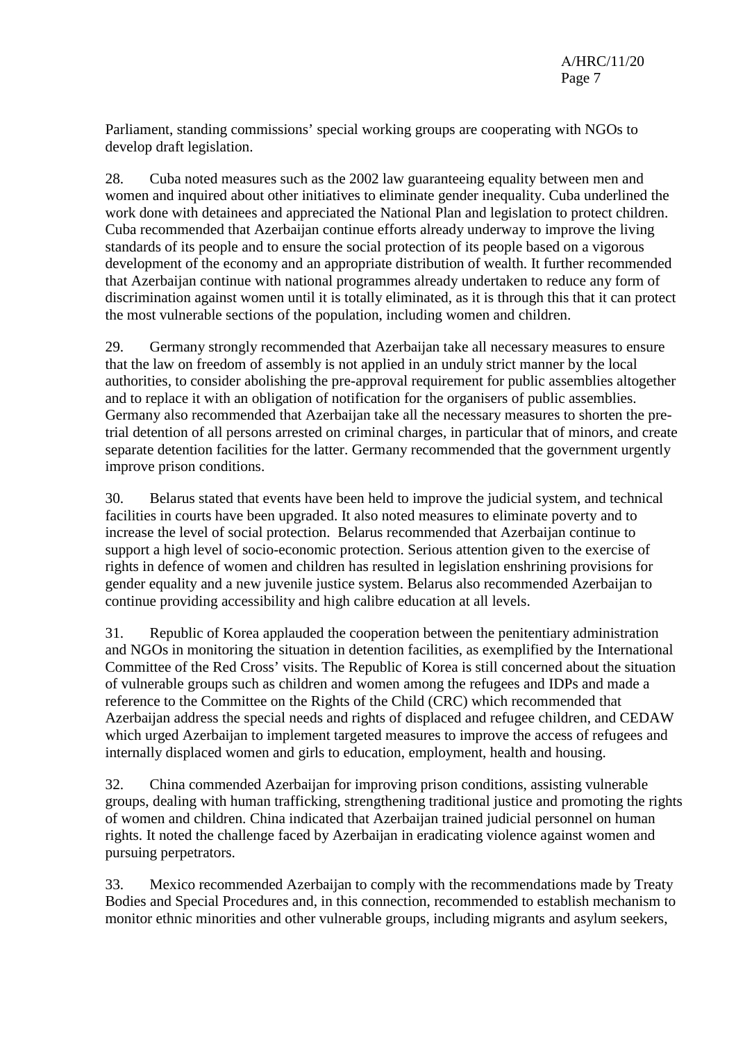Parliament, standing commissions' special working groups are cooperating with NGOs to develop draft legislation.

28. Cuba noted measures such as the 2002 law guaranteeing equality between men and women and inquired about other initiatives to eliminate gender inequality. Cuba underlined the work done with detainees and appreciated the National Plan and legislation to protect children. Cuba recommended that Azerbaijan continue efforts already underway to improve the living standards of its people and to ensure the social protection of its people based on a vigorous development of the economy and an appropriate distribution of wealth. It further recommended that Azerbaijan continue with national programmes already undertaken to reduce any form of discrimination against women until it is totally eliminated, as it is through this that it can protect the most vulnerable sections of the population, including women and children.

29. Germany strongly recommended that Azerbaijan take all necessary measures to ensure that the law on freedom of assembly is not applied in an unduly strict manner by the local authorities, to consider abolishing the pre-approval requirement for public assemblies altogether and to replace it with an obligation of notification for the organisers of public assemblies. Germany also recommended that Azerbaijan take all the necessary measures to shorten the pre-trial detention of all persons arrested on criminal charges, in particular that of minors, and create separate detention facilities for the latter. Germany recommended that the government urgently improve prison conditions.

30. Belarus stated that events have been held to improve the judicial system, and technical facilities in courts have been upgraded. It also noted measures to eliminate poverty and to increase the level of social protection. Belarus recommended that Azerbaijan continue to support a high level of socio-economic protection. Serious attention given to the exercise of rights in defence of women and children has resulted in legislation enshrining provisions for gender equality and a new juvenile justice system. Belarus also recommended Azerbaijan to continue providing accessibility and high calibre education at all levels.

31. Republic of Korea applauded the cooperation between the penitentiary administration and NGOs in monitoring the situation in detention facilities, as exemplified by the International Committee of the Red Cross' visits. The Republic of Korea is still concerned about the situation of vulnerable groups such as children and women among the refugees and IDPs and made a reference to the Committee on the Rights of the Child (CRC) which recommended that Azerbaijan address the special needs and rights of displaced and refugee children, and CEDAW which urged Azerbaijan to implement targeted measures to improve the access of refugees and internally displaced women and girls to education, employment, health and housing.

32. China commended Azerbaijan for improving prison conditions, assisting vulnerable groups, dealing with human trafficking, strengthening traditional justice and promoting the rights of women and children. China indicated that Azerbaijan trained judicial personnel on human rights. It noted the challenge faced by Azerbaijan in eradicating violence against women and pursuing perpetrators.

33. Mexico recommended Azerbaijan to comply with the recommendations made by Treaty Bodies and Special Procedures and, in this connection, recommended to establish mechanism to monitor ethnic minorities and other vulnerable groups, including migrants and asylum seekers,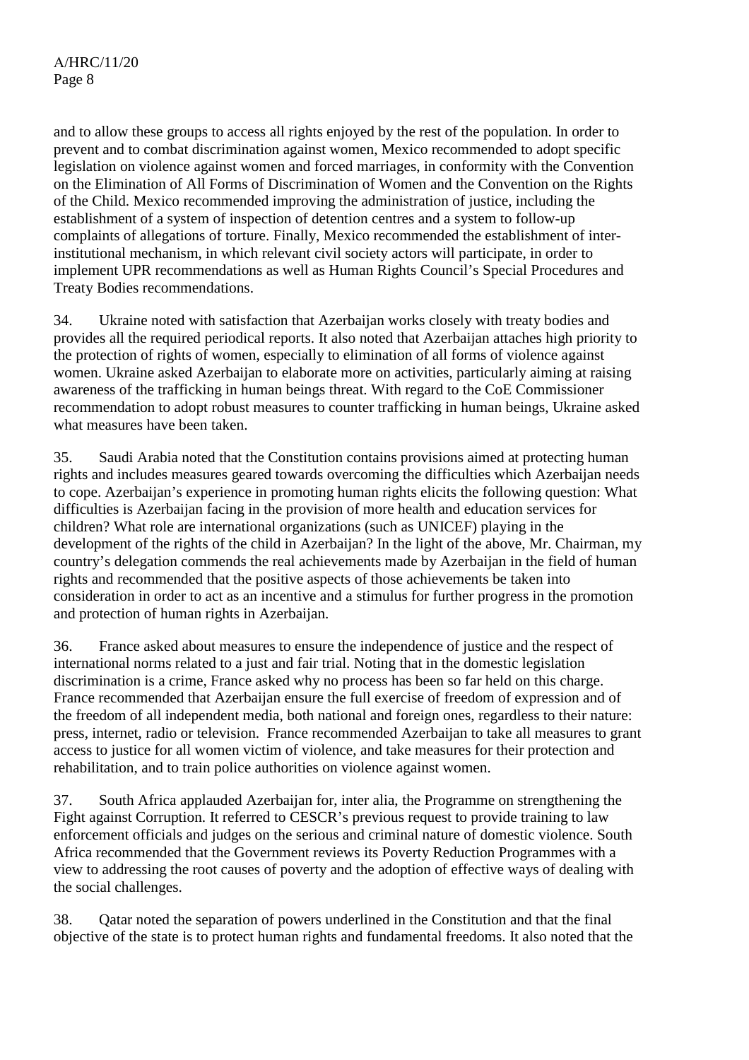and to allow these groups to access all rights enjoyed by the rest of the population. In order to prevent and to combat discrimination against women, Mexico recommended to adopt specific legislation on violence against women and forced marriages, in conformity with the Convention on the Elimination of All Forms of Discrimination of Women and the Convention on the Rights of the Child. Mexico recommended improving the administration of justice, including the establishment of a system of inspection of detention centres and a system to follow-up complaints of allegations of torture. Finally, Mexico recommended the establishment of inter-institutional mechanism, in which relevant civil society actors will participate, in order to implement UPR recommendations as well as Human Rights Council's Special Procedures and Treaty Bodies recommendations.

34. Ukraine noted with satisfaction that Azerbaijan works closely with treaty bodies and provides all the required periodical reports. It also noted that Azerbaijan attaches high priority to the protection of rights of women, especially to elimination of all forms of violence against women. Ukraine asked Azerbaijan to elaborate more on activities, particularly aiming at raising awareness of the trafficking in human beings threat. With regard to the CoE Commissioner recommendation to adopt robust measures to counter trafficking in human beings, Ukraine asked what measures have been taken.

35. Saudi Arabia noted that the Constitution contains provisions aimed at protecting human rights and includes measures geared towards overcoming the difficulties which Azerbaijan needs to cope. Azerbaijan's experience in promoting human rights elicits the following question: What difficulties is Azerbaijan facing in the provision of more health and education services for children? What role are international organizations (such as UNICEF) playing in the development of the rights of the child in Azerbaijan? In the light of the above, Mr. Chairman, my country's delegation commends the real achievements made by Azerbaijan in the field of human rights and recommended that the positive aspects of those achievements be taken into consideration in order to act as an incentive and a stimulus for further progress in the promotion and protection of human rights in Azerbaijan.

36. France asked about measures to ensure the independence of justice and the respect of international norms related to a just and fair trial. Noting that in the domestic legislation discrimination is a crime, France asked why no process has been so far held on this charge. France recommended that Azerbaijan ensure the full exercise of freedom of expression and of the freedom of all independent media, both national and foreign ones, regardless to their nature: press, internet, radio or television. France recommended Azerbaijan to take all measures to grant access to justice for all women victim of violence, and take measures for their protection and rehabilitation, and to train police authorities on violence against women.

37. South Africa applauded Azerbaijan for, inter alia, the Programme on strengthening the Fight against Corruption. It referred to CESCR's previous request to provide training to law enforcement officials and judges on the serious and criminal nature of domestic violence. South Africa recommended that the Government reviews its Poverty Reduction Programmes with a view to addressing the root causes of poverty and the adoption of effective ways of dealing with the social challenges.

38. Qatar noted the separation of powers underlined in the Constitution and that the final objective of the state is to protect human rights and fundamental freedoms. It also noted that the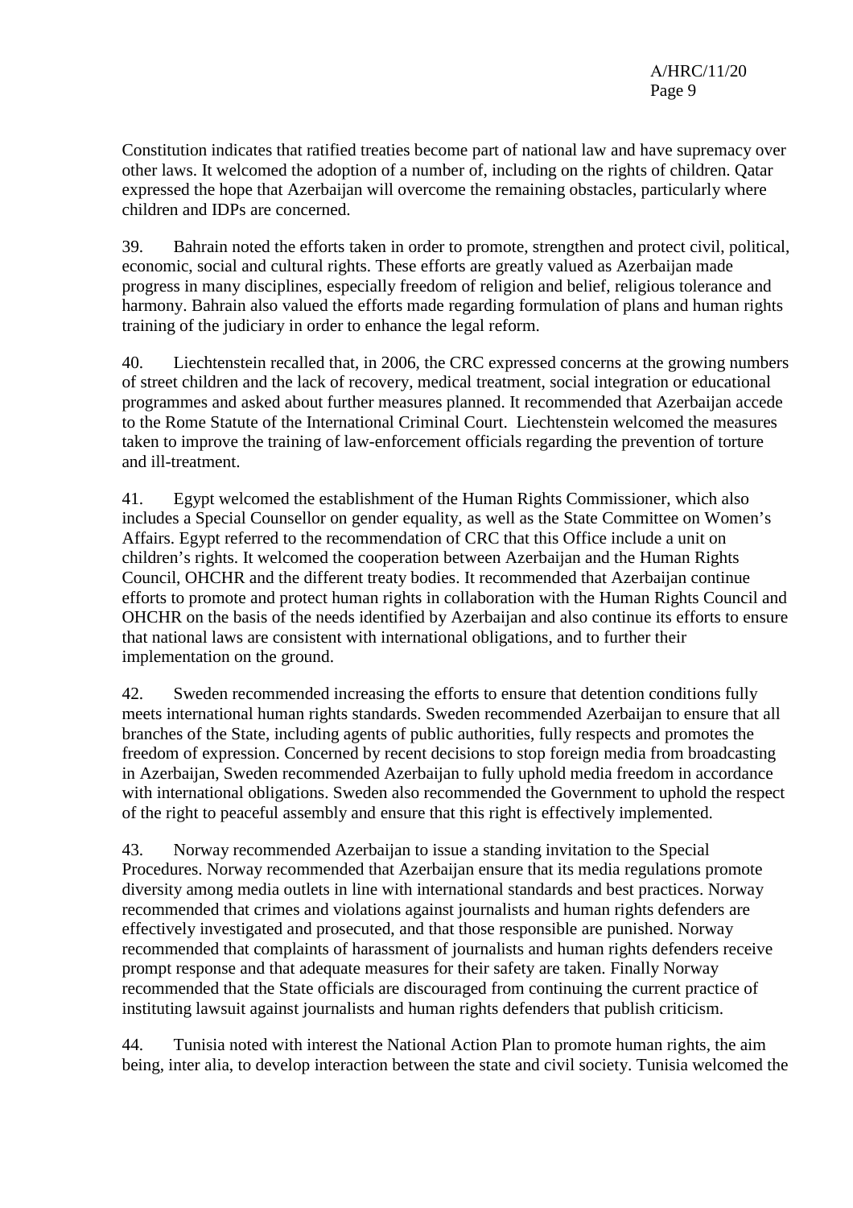Constitution indicates that ratified treaties become part of national law and have supremacy over other laws. It welcomed the adoption of a number of, including on the rights of children. Qatar expressed the hope that Azerbaijan will overcome the remaining obstacles, particularly where children and IDPs are concerned.

39. Bahrain noted the efforts taken in order to promote, strengthen and protect civil, political, economic, social and cultural rights. These efforts are greatly valued as Azerbaijan made progress in many disciplines, especially freedom of religion and belief, religious tolerance and harmony. Bahrain also valued the efforts made regarding formulation of plans and human rights training of the judiciary in order to enhance the legal reform.

40. Liechtenstein recalled that, in 2006, the CRC expressed concerns at the growing numbers of street children and the lack of recovery, medical treatment, social integration or educational programmes and asked about further measures planned. It recommended that Azerbaijan accede to the Rome Statute of the International Criminal Court. Liechtenstein welcomed the measures taken to improve the training of law-enforcement officials regarding the prevention of torture and ill-treatment.

41. Egypt welcomed the establishment of the Human Rights Commissioner, which also includes a Special Counsellor on gender equality, as well as the State Committee on Women's Affairs. Egypt referred to the recommendation of CRC that this Office include a unit on children's rights. It welcomed the cooperation between Azerbaijan and the Human Rights Council, OHCHR and the different treaty bodies. It recommended that Azerbaijan continue efforts to promote and protect human rights in collaboration with the Human Rights Council and OHCHR on the basis of the needs identified by Azerbaijan and also continue its efforts to ensure that national laws are consistent with international obligations, and to further their implementation on the ground.

42. Sweden recommended increasing the efforts to ensure that detention conditions fully meets international human rights standards. Sweden recommended Azerbaijan to ensure that all branches of the State, including agents of public authorities, fully respects and promotes the freedom of expression. Concerned by recent decisions to stop foreign media from broadcasting in Azerbaijan, Sweden recommended Azerbaijan to fully uphold media freedom in accordance with international obligations. Sweden also recommended the Government to uphold the respect of the right to peaceful assembly and ensure that this right is effectively implemented.

43. Norway recommended Azerbaijan to issue a standing invitation to the Special Procedures. Norway recommended that Azerbaijan ensure that its media regulations promote diversity among media outlets in line with international standards and best practices. Norway recommended that crimes and violations against journalists and human rights defenders are effectively investigated and prosecuted, and that those responsible are punished. Norway recommended that complaints of harassment of journalists and human rights defenders receive prompt response and that adequate measures for their safety are taken. Finally Norway recommended that the State officials are discouraged from continuing the current practice of instituting lawsuit against journalists and human rights defenders that publish criticism.

44. Tunisia noted with interest the National Action Plan to promote human rights, the aim being, inter alia, to develop interaction between the state and civil society. Tunisia welcomed the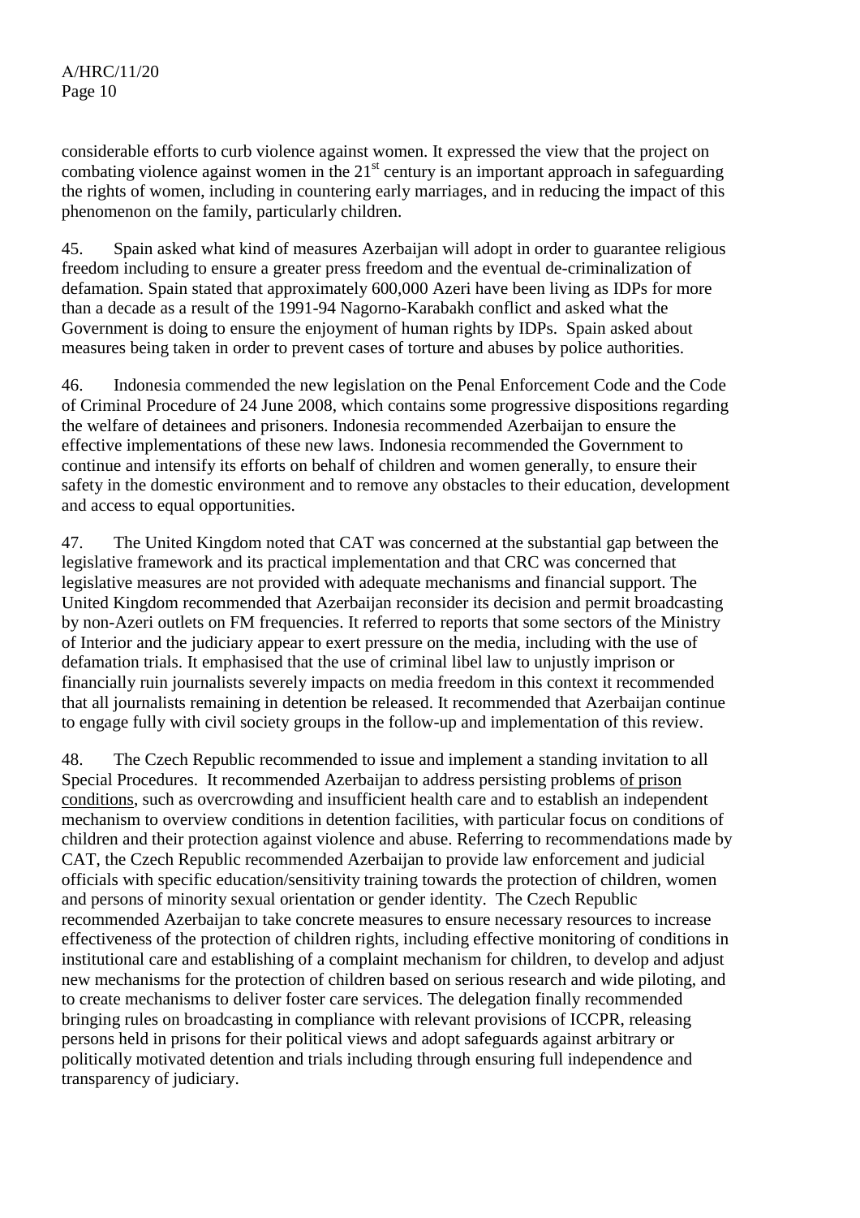considerable efforts to curb violence against women. It expressed the view that the project on combating violence against women in the 21st century is an important approach in safeguarding the rights of women, including in countering early marriages, and in reducing the impact of this phenomenon on the family, particularly children.

45. Spain asked what kind of measures Azerbaijan will adopt in order to guarantee religious freedom including to ensure a greater press freedom and the eventual de-criminalization of defamation. Spain stated that approximately 600,000 Azeri have been living as IDPs for more than a decade as a result of the 1991-94 Nagorno-Karabakh conflict and asked what the Government is doing to ensure the enjoyment of human rights by IDPs. Spain asked about measures being taken in order to prevent cases of torture and abuses by police authorities.

46. Indonesia commended the new legislation on the Penal Enforcement Code and the Code of Criminal Procedure of 24 June 2008, which contains some progressive dispositions regarding the welfare of detainees and prisoners. Indonesia recommended Azerbaijan to ensure the effective implementations of these new laws. Indonesia recommended the Government to continue and intensify its efforts on behalf of children and women generally, to ensure their safety in the domestic environment and to remove any obstacles to their education, development and access to equal opportunities.

47. The United Kingdom noted that CAT was concerned at the substantial gap between the legislative framework and its practical implementation and that CRC was concerned that legislative measures are not provided with adequate mechanisms and financial support. The United Kingdom recommended that Azerbaijan reconsider its decision and permit broadcasting by non-Azeri outlets on FM frequencies. It referred to reports that some sectors of the Ministry of Interior and the judiciary appear to exert pressure on the media, including with the use of defamation trials. It emphasised that the use of criminal libel law to unjustly imprison or financially ruin journalists severely impacts on media freedom in this context it recommended that all journalists remaining in detention be released. It recommended that Azerbaijan continue to engage fully with civil society groups in the follow-up and implementation of this review.

48. The Czech Republic recommended to issue and implement a standing invitation to all Special Procedures. It recommended Azerbaijan to address persisting problems of prison conditions, such as overcrowding and insufficient health care and to establish an independent mechanism to overview conditions in detention facilities, with particular focus on conditions of children and their protection against violence and abuse. Referring to recommendations made by CAT, the Czech Republic recommended Azerbaijan to provide law enforcement and judicial officials with specific education/sensitivity training towards the protection of children, women and persons of minority sexual orientation or gender identity. The Czech Republic recommended Azerbaijan to take concrete measures to ensure necessary resources to increase effectiveness of the protection of children rights, including effective monitoring of conditions in institutional care and establishing of a complaint mechanism for children, to develop and adjust new mechanisms for the protection of children based on serious research and wide piloting, and to create mechanisms to deliver foster care services. The delegation finally recommended bringing rules on broadcasting in compliance with relevant provisions of ICCPR, releasing persons held in prisons for their political views and adopt safeguards against arbitrary or politically motivated detention and trials including through ensuring full independence and transparency of judiciary.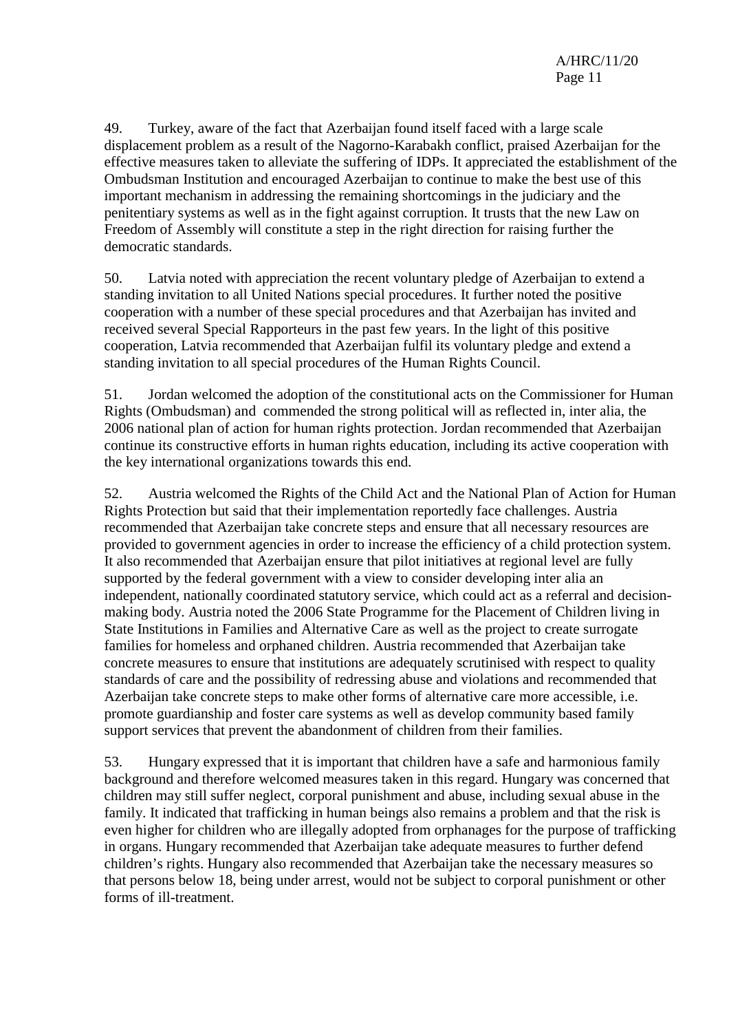49. Turkey, aware of the fact that Azerbaijan found itself faced with a large scale displacement problem as a result of the Nagorno-Karabakh conflict, praised Azerbaijan for the effective measures taken to alleviate the suffering of IDPs. It appreciated the establishment of the Ombudsman Institution and encouraged Azerbaijan to continue to make the best use of this important mechanism in addressing the remaining shortcomings in the judiciary and the penitentiary systems as well as in the fight against corruption. It trusts that the new Law on Freedom of Assembly will constitute a step in the right direction for raising further the democratic standards.

50. Latvia noted with appreciation the recent voluntary pledge of Azerbaijan to extend a standing invitation to all United Nations special procedures. It further noted the positive cooperation with a number of these special procedures and that Azerbaijan has invited and received several Special Rapporteurs in the past few years. In the light of this positive cooperation, Latvia recommended that Azerbaijan fulfil its voluntary pledge and extend a standing invitation to all special procedures of the Human Rights Council.

51. Jordan welcomed the adoption of the constitutional acts on the Commissioner for Human Rights (Ombudsman) and commended the strong political will as reflected in, inter alia, the 2006 national plan of action for human rights protection. Jordan recommended that Azerbaijan continue its constructive efforts in human rights education, including its active cooperation with the key international organizations towards this end.

52. Austria welcomed the Rights of the Child Act and the National Plan of Action for Human Rights Protection but said that their implementation reportedly face challenges. Austria recommended that Azerbaijan take concrete steps and ensure that all necessary resources are provided to government agencies in order to increase the efficiency of a child protection system. It also recommended that Azerbaijan ensure that pilot initiatives at regional level are fully supported by the federal government with a view to consider developing inter alia an independent, nationally coordinated statutory service, which could act as a referral and decision-making body. Austria noted the 2006 State Programme for the Placement of Children living in State Institutions in Families and Alternative Care as well as the project to create surrogate families for homeless and orphaned children. Austria recommended that Azerbaijan take concrete measures to ensure that institutions are adequately scrutinised with respect to quality standards of care and the possibility of redressing abuse and violations and recommended that Azerbaijan take concrete steps to make other forms of alternative care more accessible, i.e. promote guardianship and foster care systems as well as develop community based family support services that prevent the abandonment of children from their families.

53. Hungary expressed that it is important that children have a safe and harmonious family background and therefore welcomed measures taken in this regard. Hungary was concerned that children may still suffer neglect, corporal punishment and abuse, including sexual abuse in the family. It indicated that trafficking in human beings also remains a problem and that the risk is even higher for children who are illegally adopted from orphanages for the purpose of trafficking in organs. Hungary recommended that Azerbaijan take adequate measures to further defend children's rights. Hungary also recommended that Azerbaijan take the necessary measures so that persons below 18, being under arrest, would not be subject to corporal punishment or other forms of ill-treatment.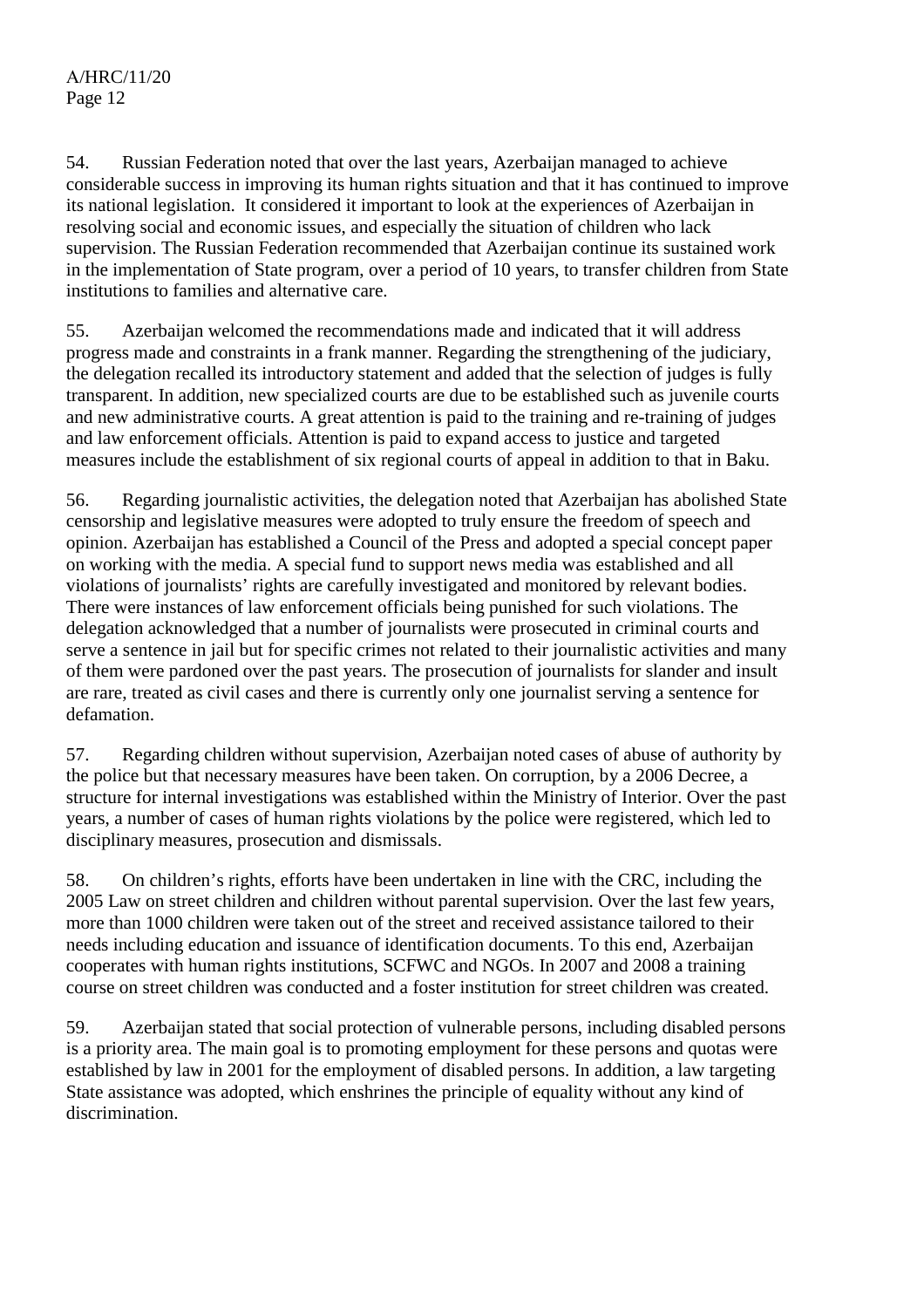54. Russian Federation noted that over the last years, Azerbaijan managed to achieve considerable success in improving its human rights situation and that it has continued to improve its national legislation. It considered it important to look at the experiences of Azerbaijan in resolving social and economic issues, and especially the situation of children who lack supervision. The Russian Federation recommended that Azerbaijan continue its sustained work in the implementation of State program, over a period of 10 years, to transfer children from State institutions to families and alternative care.

55. Azerbaijan welcomed the recommendations made and indicated that it will address progress made and constraints in a frank manner. Regarding the strengthening of the judiciary, the delegation recalled its introductory statement and added that the selection of judges is fully transparent. In addition, new specialized courts are due to be established such as juvenile courts and new administrative courts. A great attention is paid to the training and re-training of judges and law enforcement officials. Attention is paid to expand access to justice and targeted measures include the establishment of six regional courts of appeal in addition to that in Baku.

56. Regarding journalistic activities, the delegation noted that Azerbaijan has abolished State censorship and legislative measures were adopted to truly ensure the freedom of speech and opinion. Azerbaijan has established a Council of the Press and adopted a special concept paper on working with the media. A special fund to support news media was established and all violations of journalists' rights are carefully investigated and monitored by relevant bodies. There were instances of law enforcement officials being punished for such violations. The delegation acknowledged that a number of journalists were prosecuted in criminal courts and serve a sentence in jail but for specific crimes not related to their journalistic activities and many of them were pardoned over the past years. The prosecution of journalists for slander and insult are rare, treated as civil cases and there is currently only one journalist serving a sentence for defamation.

57. Regarding children without supervision, Azerbaijan noted cases of abuse of authority by the police but that necessary measures have been taken. On corruption, by a 2006 Decree, a structure for internal investigations was established within the Ministry of Interior. Over the past years, a number of cases of human rights violations by the police were registered, which led to disciplinary measures, prosecution and dismissals.

58. On children's rights, efforts have been undertaken in line with the CRC, including the 2005 Law on street children and children without parental supervision. Over the last few years, more than 1000 children were taken out of the street and received assistance tailored to their needs including education and issuance of identification documents. To this end, Azerbaijan cooperates with human rights institutions, SCFWC and NGOs. In 2007 and 2008 a training course on street children was conducted and a foster institution for street children was created.

59. Azerbaijan stated that social protection of vulnerable persons, including disabled persons is a priority area. The main goal is to promoting employment for these persons and quotas were established by law in 2001 for the employment of disabled persons. In addition, a law targeting State assistance was adopted, which enshrines the principle of equality without any kind of discrimination.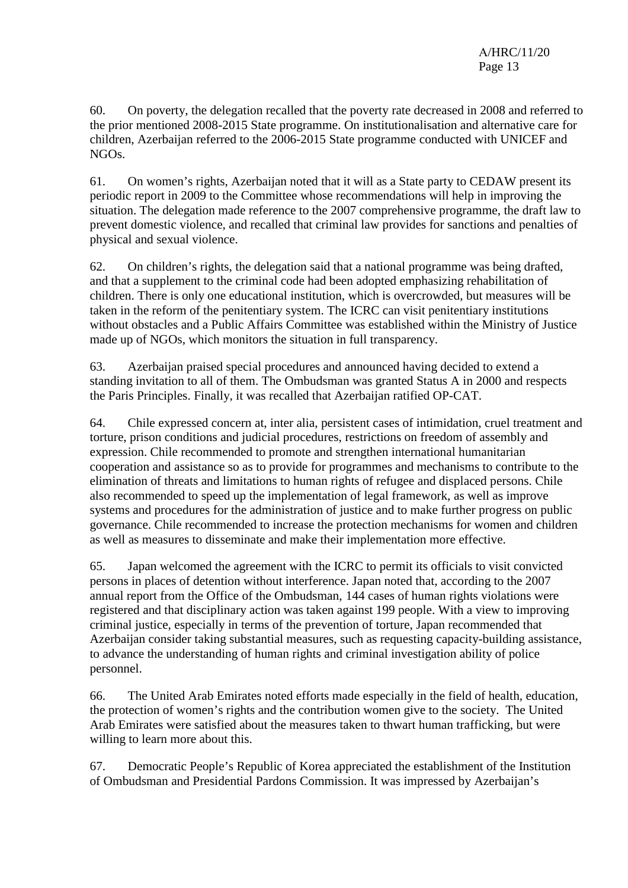60. On poverty, the delegation recalled that the poverty rate decreased in 2008 and referred to the prior mentioned 2008-2015 State programme. On institutionalisation and alternative care for children, Azerbaijan referred to the 2006-2015 State programme conducted with UNICEF and NGOs.

61. On women's rights, Azerbaijan noted that it will as a State party to CEDAW present its periodic report in 2009 to the Committee whose recommendations will help in improving the situation. The delegation made reference to the 2007 comprehensive programme, the draft law to prevent domestic violence, and recalled that criminal law provides for sanctions and penalties of physical and sexual violence.

62. On children's rights, the delegation said that a national programme was being drafted, and that a supplement to the criminal code had been adopted emphasizing rehabilitation of children. There is only one educational institution, which is overcrowded, but measures will be taken in the reform of the penitentiary system. The ICRC can visit penitentiary institutions without obstacles and a Public Affairs Committee was established within the Ministry of Justice made up of NGOs, which monitors the situation in full transparency.

63. Azerbaijan praised special procedures and announced having decided to extend a standing invitation to all of them. The Ombudsman was granted Status A in 2000 and respects the Paris Principles. Finally, it was recalled that Azerbaijan ratified OP-CAT.

64. Chile expressed concern at, inter alia, persistent cases of intimidation, cruel treatment and torture, prison conditions and judicial procedures, restrictions on freedom of assembly and expression. Chile recommended to promote and strengthen international humanitarian cooperation and assistance so as to provide for programmes and mechanisms to contribute to the elimination of threats and limitations to human rights of refugee and displaced persons. Chile also recommended to speed up the implementation of legal framework, as well as improve systems and procedures for the administration of justice and to make further progress on public governance. Chile recommended to increase the protection mechanisms for women and children as well as measures to disseminate and make their implementation more effective.

65. Japan welcomed the agreement with the ICRC to permit its officials to visit convicted persons in places of detention without interference. Japan noted that, according to the 2007 annual report from the Office of the Ombudsman, 144 cases of human rights violations were registered and that disciplinary action was taken against 199 people. With a view to improving criminal justice, especially in terms of the prevention of torture, Japan recommended that Azerbaijan consider taking substantial measures, such as requesting capacity-building assistance, to advance the understanding of human rights and criminal investigation ability of police personnel.

66. The United Arab Emirates noted efforts made especially in the field of health, education, the protection of women's rights and the contribution women give to the society. The United Arab Emirates were satisfied about the measures taken to thwart human trafficking, but were willing to learn more about this.

67. Democratic People's Republic of Korea appreciated the establishment of the Institution of Ombudsman and Presidential Pardons Commission. It was impressed by Azerbaijan's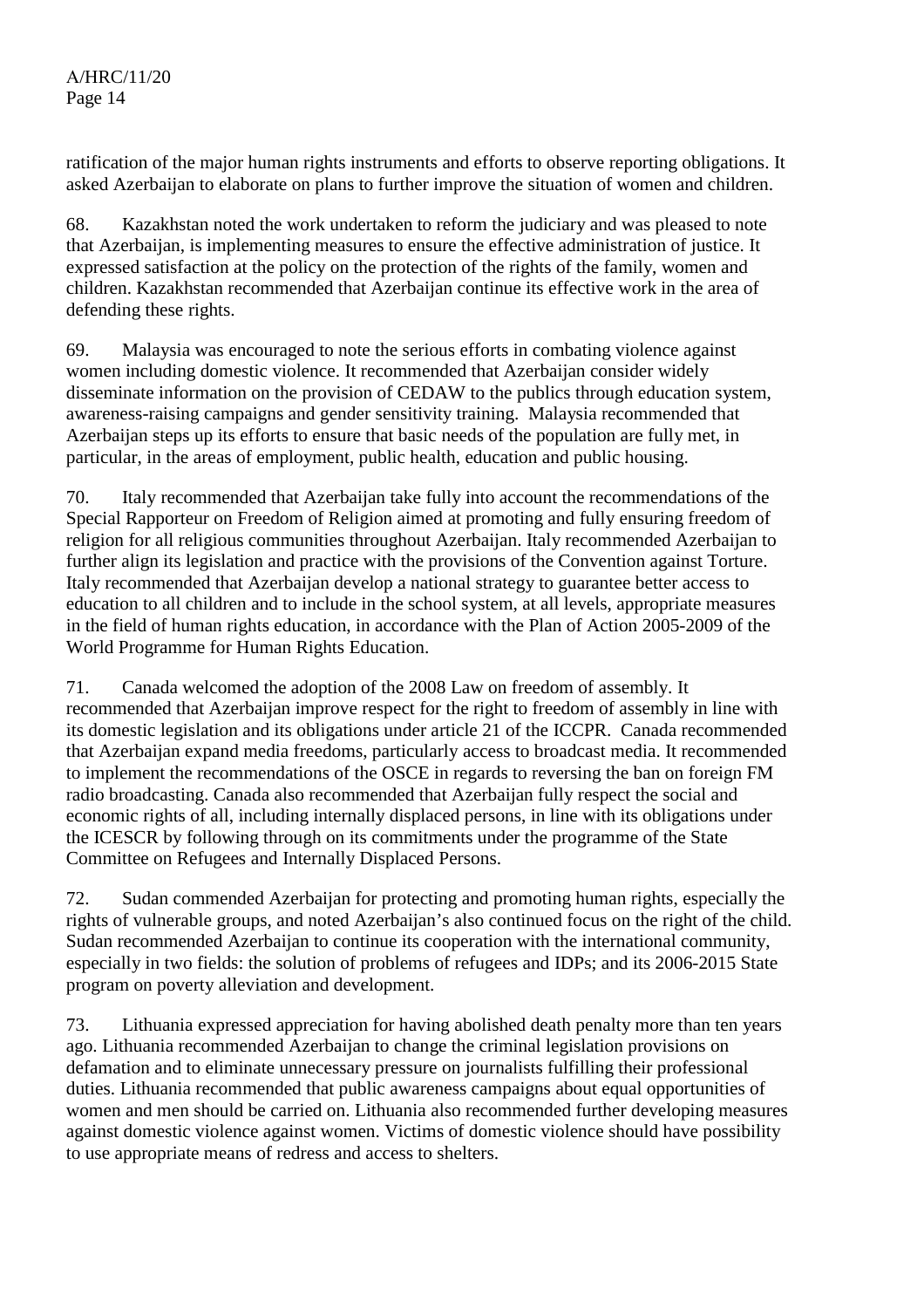ratification of the major human rights instruments and efforts to observe reporting obligations. It asked Azerbaijan to elaborate on plans to further improve the situation of women and children.

68. Kazakhstan noted the work undertaken to reform the judiciary and was pleased to note that Azerbaijan, is implementing measures to ensure the effective administration of justice. It expressed satisfaction at the policy on the protection of the rights of the family, women and children. Kazakhstan recommended that Azerbaijan continue its effective work in the area of defending these rights.

69. Malaysia was encouraged to note the serious efforts in combating violence against women including domestic violence. It recommended that Azerbaijan consider widely disseminate information on the provision of CEDAW to the publics through education system, awareness-raising campaigns and gender sensitivity training. Malaysia recommended that Azerbaijan steps up its efforts to ensure that basic needs of the population are fully met, in particular, in the areas of employment, public health, education and public housing.

70. Italy recommended that Azerbaijan take fully into account the recommendations of the Special Rapporteur on Freedom of Religion aimed at promoting and fully ensuring freedom of religion for all religious communities throughout Azerbaijan. Italy recommended Azerbaijan to further align its legislation and practice with the provisions of the Convention against Torture. Italy recommended that Azerbaijan develop a national strategy to guarantee better access to education to all children and to include in the school system, at all levels, appropriate measures in the field of human rights education, in accordance with the Plan of Action 2005-2009 of the World Programme for Human Rights Education.

71. Canada welcomed the adoption of the 2008 Law on freedom of assembly. It recommended that Azerbaijan improve respect for the right to freedom of assembly in line with its domestic legislation and its obligations under article 21 of the ICCPR. Canada recommended that Azerbaijan expand media freedoms, particularly access to broadcast media. It recommended to implement the recommendations of the OSCE in regards to reversing the ban on foreign FM radio broadcasting. Canada also recommended that Azerbaijan fully respect the social and economic rights of all, including internally displaced persons, in line with its obligations under the ICESCR by following through on its commitments under the programme of the State Committee on Refugees and Internally Displaced Persons.

72. Sudan commended Azerbaijan for protecting and promoting human rights, especially the rights of vulnerable groups, and noted Azerbaijan's also continued focus on the right of the child. Sudan recommended Azerbaijan to continue its cooperation with the international community, especially in two fields: the solution of problems of refugees and IDPs; and its 2006-2015 State program on poverty alleviation and development.

73. Lithuania expressed appreciation for having abolished death penalty more than ten years ago. Lithuania recommended Azerbaijan to change the criminal legislation provisions on defamation and to eliminate unnecessary pressure on journalists fulfilling their professional duties. Lithuania recommended that public awareness campaigns about equal opportunities of women and men should be carried on. Lithuania also recommended further developing measures against domestic violence against women. Victims of domestic violence should have possibility to use appropriate means of redress and access to shelters.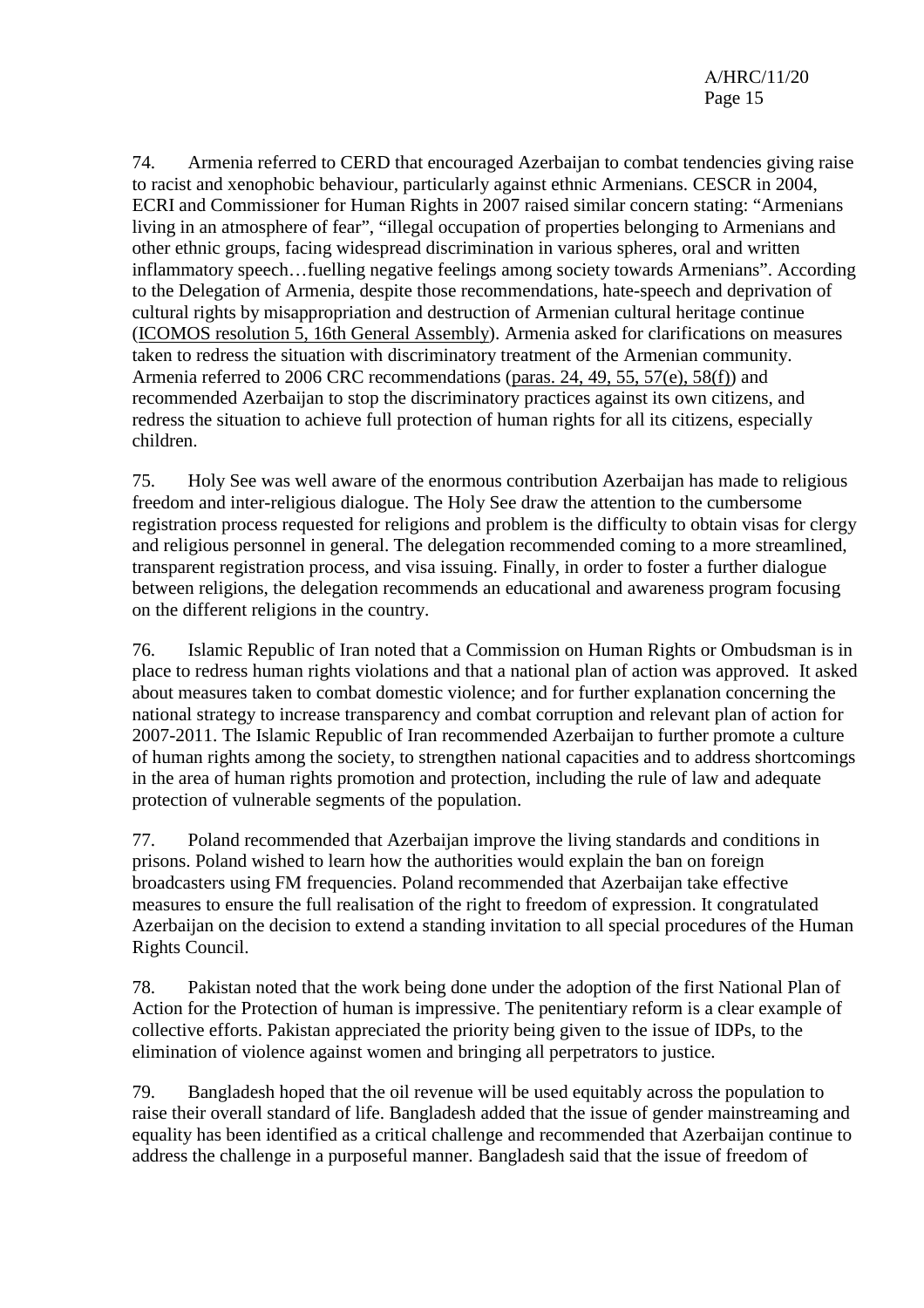74. Armenia referred to CERD that encouraged Azerbaijan to combat tendencies giving raise to racist and xenophobic behaviour, particularly against ethnic Armenians. CESCR in 2004, ECRI and Commissioner for Human Rights in 2007 raised similar concern stating: "Armenians living in an atmosphere of fear", "illegal occupation of properties belonging to Armenians and other ethnic groups, facing widespread discrimination in various spheres, oral and written inflammatory speech…fuelling negative feelings among society towards Armenians". According to the Delegation of Armenia, despite those recommendations, hate-speech and deprivation of cultural rights by misappropriation and destruction of Armenian cultural heritage continue (ICOMOS resolution 5, 16th General Assembly). Armenia asked for clarifications on measures taken to redress the situation with discriminatory treatment of the Armenian community. Armenia referred to 2006 CRC recommendations (paras. 24, 49, 55, 57(e), 58(f)) and recommended Azerbaijan to stop the discriminatory practices against its own citizens, and redress the situation to achieve full protection of human rights for all its citizens, especially children.

75. Holy See was well aware of the enormous contribution Azerbaijan has made to religious freedom and inter-religious dialogue. The Holy See draw the attention to the cumbersome registration process requested for religions and problem is the difficulty to obtain visas for clergy and religious personnel in general. The delegation recommended coming to a more streamlined, transparent registration process, and visa issuing. Finally, in order to foster a further dialogue between religions, the delegation recommends an educational and awareness program focusing on the different religions in the country.

76. Islamic Republic of Iran noted that a Commission on Human Rights or Ombudsman is in place to redress human rights violations and that a national plan of action was approved. It asked about measures taken to combat domestic violence; and for further explanation concerning the national strategy to increase transparency and combat corruption and relevant plan of action for 2007-2011. The Islamic Republic of Iran recommended Azerbaijan to further promote a culture of human rights among the society, to strengthen national capacities and to address shortcomings in the area of human rights promotion and protection, including the rule of law and adequate protection of vulnerable segments of the population.

77. Poland recommended that Azerbaijan improve the living standards and conditions in prisons. Poland wished to learn how the authorities would explain the ban on foreign broadcasters using FM frequencies. Poland recommended that Azerbaijan take effective measures to ensure the full realisation of the right to freedom of expression. It congratulated Azerbaijan on the decision to extend a standing invitation to all special procedures of the Human Rights Council.

78. Pakistan noted that the work being done under the adoption of the first National Plan of Action for the Protection of human is impressive. The penitentiary reform is a clear example of collective efforts. Pakistan appreciated the priority being given to the issue of IDPs, to the elimination of violence against women and bringing all perpetrators to justice.

79. Bangladesh hoped that the oil revenue will be used equitably across the population to raise their overall standard of life. Bangladesh added that the issue of gender mainstreaming and equality has been identified as a critical challenge and recommended that Azerbaijan continue to address the challenge in a purposeful manner. Bangladesh said that the issue of freedom of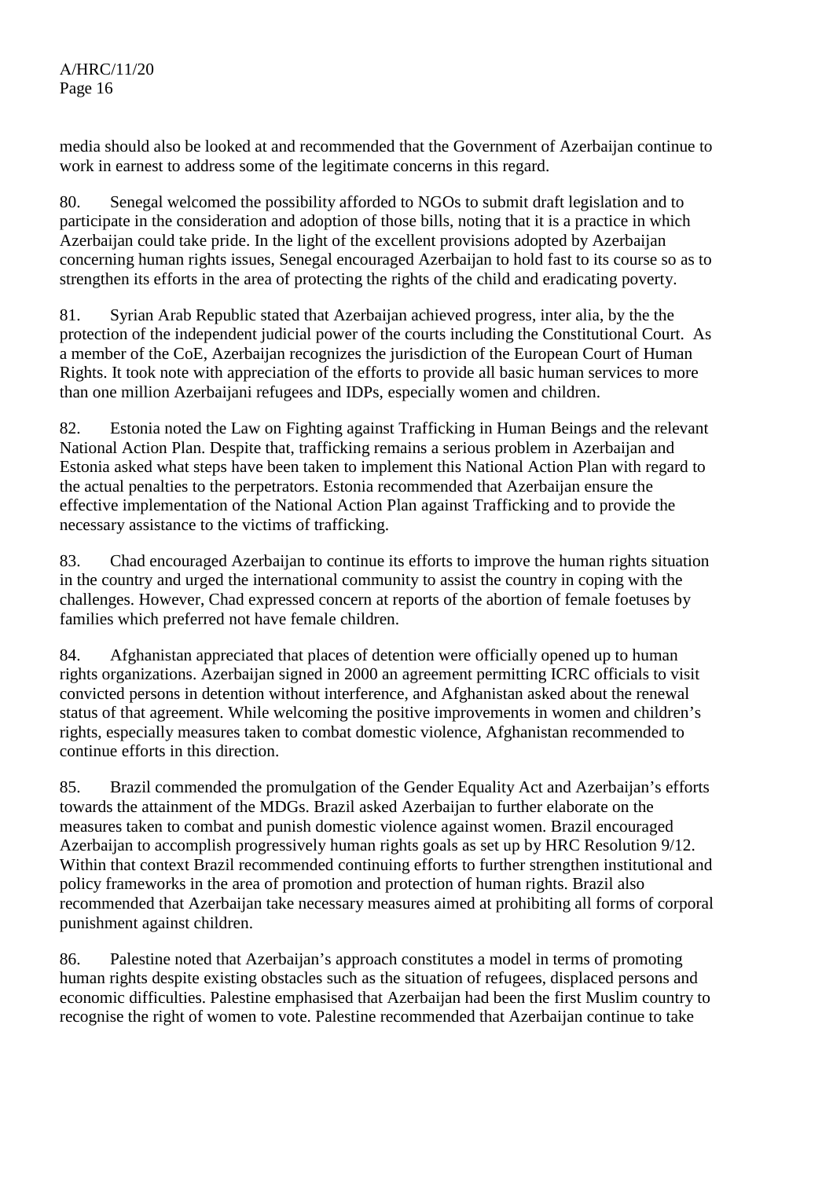media should also be looked at and recommended that the Government of Azerbaijan continue to work in earnest to address some of the legitimate concerns in this regard.

80. Senegal welcomed the possibility afforded to NGOs to submit draft legislation and to participate in the consideration and adoption of those bills, noting that it is a practice in which Azerbaijan could take pride. In the light of the excellent provisions adopted by Azerbaijan concerning human rights issues, Senegal encouraged Azerbaijan to hold fast to its course so as to strengthen its efforts in the area of protecting the rights of the child and eradicating poverty.

81. Syrian Arab Republic stated that Azerbaijan achieved progress, inter alia, by the the protection of the independent judicial power of the courts including the Constitutional Court. As a member of the CoE, Azerbaijan recognizes the jurisdiction of the European Court of Human Rights. It took note with appreciation of the efforts to provide all basic human services to more than one million Azerbaijani refugees and IDPs, especially women and children.

82. Estonia noted the Law on Fighting against Trafficking in Human Beings and the relevant National Action Plan. Despite that, trafficking remains a serious problem in Azerbaijan and Estonia asked what steps have been taken to implement this National Action Plan with regard to the actual penalties to the perpetrators. Estonia recommended that Azerbaijan ensure the effective implementation of the National Action Plan against Trafficking and to provide the necessary assistance to the victims of trafficking.

83. Chad encouraged Azerbaijan to continue its efforts to improve the human rights situation in the country and urged the international community to assist the country in coping with the challenges. However, Chad expressed concern at reports of the abortion of female foetuses by families which preferred not have female children.

84. Afghanistan appreciated that places of detention were officially opened up to human rights organizations. Azerbaijan signed in 2000 an agreement permitting ICRC officials to visit convicted persons in detention without interference, and Afghanistan asked about the renewal status of that agreement. While welcoming the positive improvements in women and children's rights, especially measures taken to combat domestic violence, Afghanistan recommended to continue efforts in this direction.

85. Brazil commended the promulgation of the Gender Equality Act and Azerbaijan's efforts towards the attainment of the MDGs. Brazil asked Azerbaijan to further elaborate on the measures taken to combat and punish domestic violence against women. Brazil encouraged Azerbaijan to accomplish progressively human rights goals as set up by HRC Resolution 9/12. Within that context Brazil recommended continuing efforts to further strengthen institutional and policy frameworks in the area of promotion and protection of human rights. Brazil also recommended that Azerbaijan take necessary measures aimed at prohibiting all forms of corporal punishment against children.

86. Palestine noted that Azerbaijan's approach constitutes a model in terms of promoting human rights despite existing obstacles such as the situation of refugees, displaced persons and economic difficulties. Palestine emphasised that Azerbaijan had been the first Muslim country to recognise the right of women to vote. Palestine recommended that Azerbaijan continue to take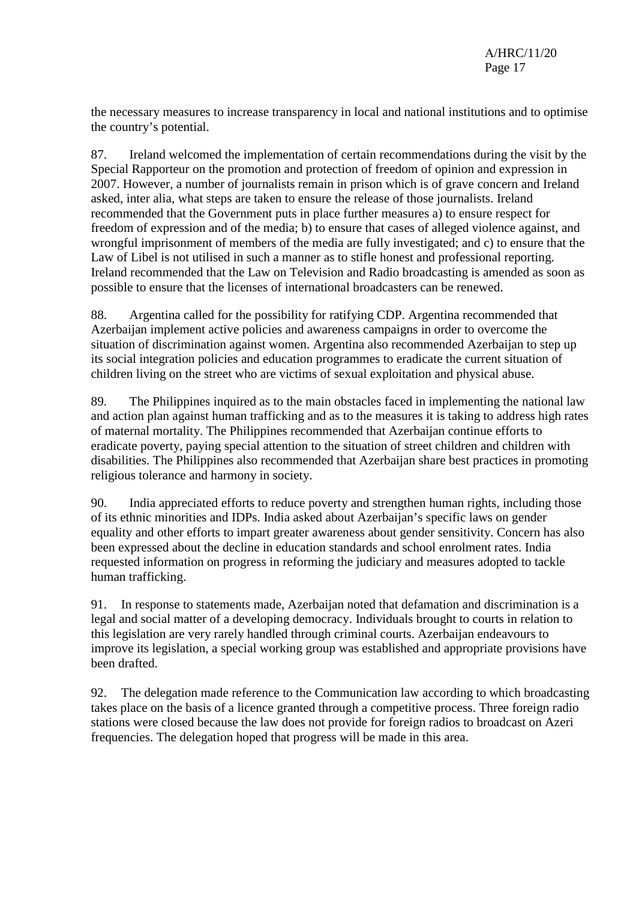the necessary measures to increase transparency in local and national institutions and to optimise the country's potential.

87. Ireland welcomed the implementation of certain recommendations during the visit by the Special Rapporteur on the promotion and protection of freedom of opinion and expression in 2007. However, a number of journalists remain in prison which is of grave concern and Ireland asked, inter alia, what steps are taken to ensure the release of those journalists. Ireland recommended that the Government puts in place further measures a) to ensure respect for freedom of expression and of the media; b) to ensure that cases of alleged violence against, and wrongful imprisonment of members of the media are fully investigated; and c) to ensure that the Law of Libel is not utilised in such a manner as to stifle honest and professional reporting. Ireland recommended that the Law on Television and Radio broadcasting is amended as soon as possible to ensure that the licenses of international broadcasters can be renewed.

88. Argentina called for the possibility for ratifying CDP. Argentina recommended that Azerbaijan implement active policies and awareness campaigns in order to overcome the situation of discrimination against women. Argentina also recommended Azerbaijan to step up its social integration policies and education programmes to eradicate the current situation of children living on the street who are victims of sexual exploitation and physical abuse.

89. The Philippines inquired as to the main obstacles faced in implementing the national law and action plan against human trafficking and as to the measures it is taking to address high rates of maternal mortality. The Philippines recommended that Azerbaijan continue efforts to eradicate poverty, paying special attention to the situation of street children and children with disabilities. The Philippines also recommended that Azerbaijan share best practices in promoting religious tolerance and harmony in society.

90. India appreciated efforts to reduce poverty and strengthen human rights, including those of its ethnic minorities and IDPs. India asked about Azerbaijan's specific laws on gender equality and other efforts to impart greater awareness about gender sensitivity. Concern has also been expressed about the decline in education standards and school enrolment rates. India requested information on progress in reforming the judiciary and measures adopted to tackle human trafficking.

91. In response to statements made, Azerbaijan noted that defamation and discrimination is a legal and social matter of a developing democracy. Individuals brought to courts in relation to this legislation are very rarely handled through criminal courts. Azerbaijan endeavours to improve its legislation, a special working group was established and appropriate provisions have been drafted.

92. The delegation made reference to the Communication law according to which broadcasting takes place on the basis of a licence granted through a competitive process. Three foreign radio stations were closed because the law does not provide for foreign radios to broadcast on Azeri frequencies. The delegation hoped that progress will be made in this area.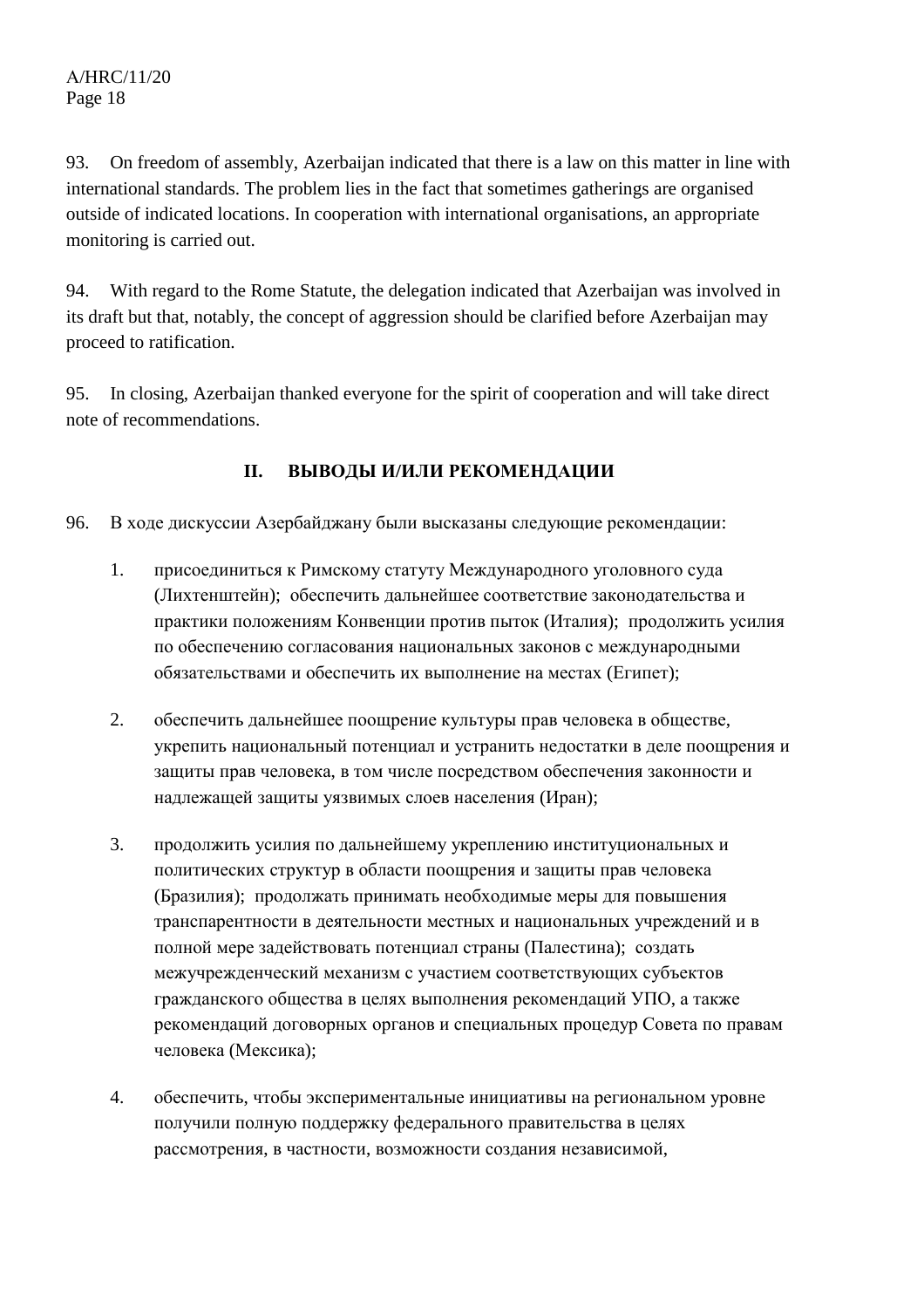93. On freedom of assembly, Azerbaijan indicated that there is a law on this matter in line with international standards. The problem lies in the fact that sometimes gatherings are organised outside of indicated locations. In cooperation with international organisations, an appropriate monitoring is carried out.

94. With regard to the Rome Statute, the delegation indicated that Azerbaijan was involved in its draft but that, notably, the concept of aggression should be clarified before Azerbaijan may proceed to ratification.

95. In closing, Azerbaijan thanked everyone for the spirit of cooperation and will take direct note of recommendations.

## II. ВЫВОДЫ И/ИЛИ РЕКОМЕНДАЦИИ

96. В ходе дискуссии Азербайджану были высказаны следующие рекомендации:

1. присоединиться к Римскому статуту Международного уголовного суда (Лихтенштейн); обеспечить дальнейшее соответствие законодательства и практики положениям Конвенции против пыток (Италия); продолжить усилия по обеспечению согласования национальных законов с международными обязательствами и обеспечить их выполнение на местах (Египет);

2. обеспечить дальнейшее поощрение культуры прав человека в обществе, укрепить национальный потенциал и устранить недостатки в деле поощрения и защиты прав человека, в том числе посредством обеспечения законности и надлежащей защиты уязвимых слоев населения (Иран);

3. продолжить усилия по дальнейшему укреплению институциональных и политических структур в области поощрения и защиты прав человека (Бразилия); продолжать принимать необходимые меры для повышения транспарентности в деятельности местных и национальных учреждений и в полной мере задействовать потенциал страны (Палестина); создать межучрежденческий механизм с участием соответствующих субъектов гражданского общества в целях выполнения рекомендаций УПО, а также рекомендаций договорных органов и специальных процедур Совета по правам человека (Мексика);

4. обеспечить, чтобы экспериментальные инициативы на региональном уровне получили полную поддержку федерального правительства в целях рассмотрения, в частности, возможности создания независимой,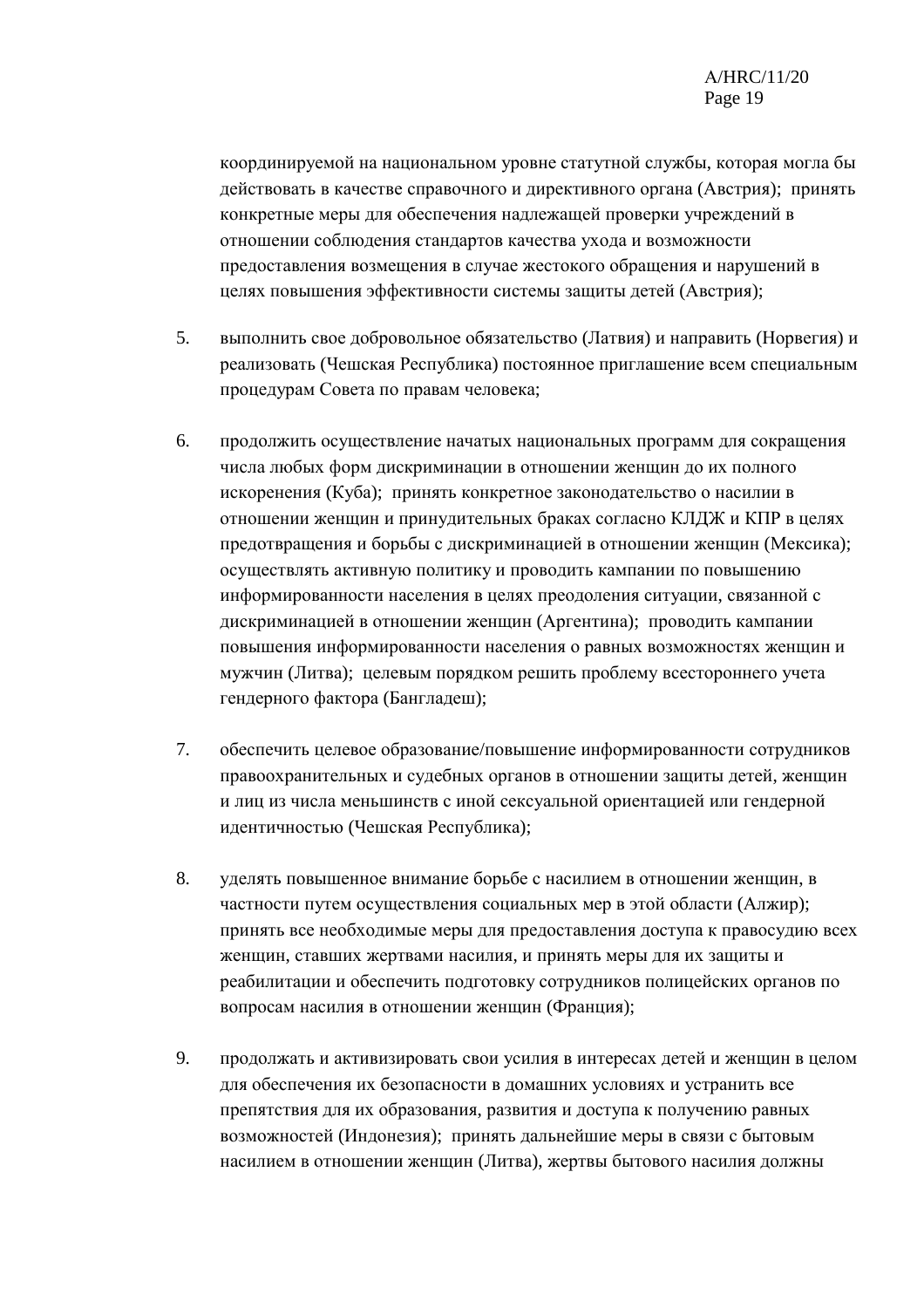координируемой на национальном уровне статутной службы, которая могла бы действовать в качестве справочного и директивного органа (Австрия); принять конкретные меры для обеспечения надлежащей проверки учреждений в отношении соблюдения стандартов качества ухода и возможности предоставления возмещения в случае жестокого обращения и нарушений в целях повышения эффективности системы защиты детей (Австрия);

5. выполнить свое добровольное обязательство (Латвия) и направить (Норвегия) и реализовать (Чешская Республика) постоянное приглашение всем специальным процедурам Совета по правам человека;

6. продолжить осуществление начатых национальных программ для сокращения числа любых форм дискриминации в отношении женщин до их полного искоренения (Куба); принять конкретное законодательство о насилии в отношении женщин и принудительных браках согласно КЛДЖ и КПР в целях предотвращения и борьбы с дискриминацией в отношении женщин (Мексика); осуществлять активную политику и проводить кампании по повышению информированности населения в целях преодоления ситуации, связанной с дискриминацией в отношении женщин (Аргентина); проводить кампании повышения информированности населения о равных возможностях женщин и мужчин (Литва); целевым порядком решить проблему всестороннего учета гендерного фактора (Бангладеш);

7. обеспечить целевое образование/повышение информированности сотрудников правоохранительных и судебных органов в отношении защиты детей, женщин и лиц из числа меньшинств с иной сексуальной ориентацией или гендерной идентичностью (Чешская Республика);

8. уделять повышенное внимание борьбе с насилием в отношении женщин, в частности путем осуществления социальных мер в этой области (Алжир); принять все необходимые меры для предоставления доступа к правосудию всех женщин, ставших жертвами насилия, и принять меры для их защиты и реабилитации и обеспечить подготовку сотрудников полицейских органов по вопросам насилия в отношении женщин (Франция);

9. продолжать и активизировать свои усилия в интересах детей и женщин в целом для обеспечения их безопасности в домашних условиях и устранить все препятствия для их образования, развития и доступа к получению равных возможностей (Индонезия); принять дальнейшие меры в связи с бытовым насилием в отношении женщин (Литва), жертвы бытового насилия должны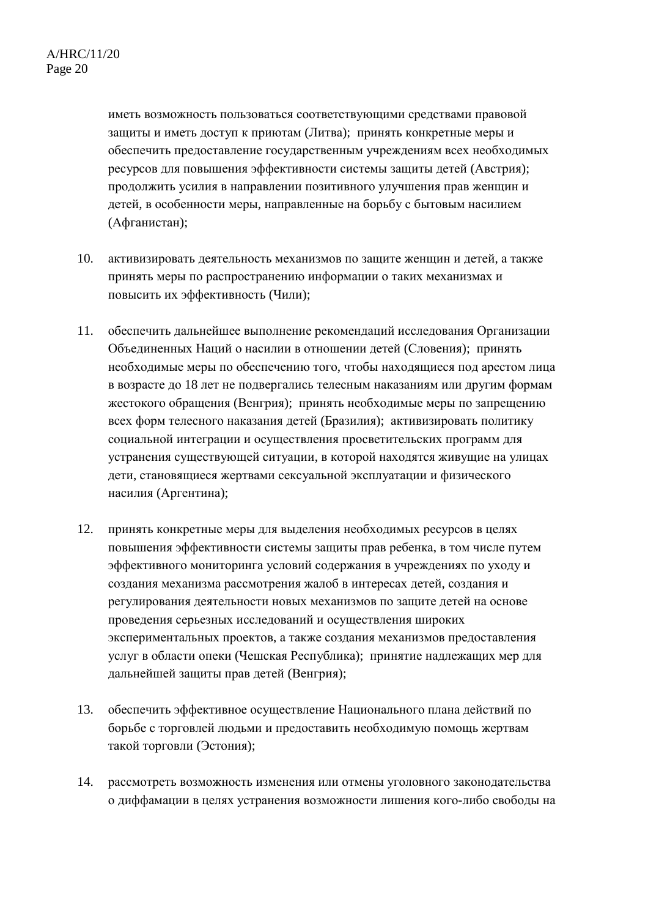иметь возможность пользоваться соответствующими средствами правовой защиты и иметь доступ к приютам (Литва); принять конкретные меры и обеспечить предоставление государственным учреждениям всех необходимых ресурсов для повышения эффективности системы защиты детей (Австрия); продолжить усилия в направлении позитивного улучшения прав женщин и детей, в особенности меры, направленные на борьбу с бытовым насилием (Афганистан);

10. активизировать деятельность механизмов по защите женщин и детей, а также принять меры по распространению информации о таких механизмах и повысить их эффективность (Чили);

11. обеспечить дальнейшее выполнение рекомендаций исследования Организации Объединенных Наций о насилии в отношении детей (Словения); принять необходимые меры по обеспечению того, чтобы находящиеся под арестом лица в возрасте до 18 лет не подвергались телесным наказаниям или другим формам жестокого обращения (Венгрия); принять необходимые меры по запрещению всех форм телесного наказания детей (Бразилия); активизировать политику социальной интеграции и осуществления просветительских программ для устранения существующей ситуации, в которой находятся живущие на улицах дети, становящиеся жертвами сексуальной эксплуатации и физического насилия (Аргентина);

12. принять конкретные меры для выделения необходимых ресурсов в целях повышения эффективности системы защиты прав ребенка, в том числе путем эффективного мониторинга условий содержания в учреждениях по уходу и создания механизма рассмотрения жалоб в интересах детей, создания и регулирования деятельности новых механизмов по защите детей на основе проведения серьезных исследований и осуществления широких экспериментальных проектов, а также создания механизмов предоставления услуг в области опеки (Чешская Республика); принятие надлежащих мер для дальнейшей защиты прав детей (Венгрия);

13. обеспечить эффективное осуществление Национального плана действий по борьбе с торговлей людьми и предоставить необходимую помощь жертвам такой торговли (Эстония);

14. рассмотреть возможность изменения или отмены уголовного законодательства о диффамации в целях устранения возможности лишения кого-либо свободы на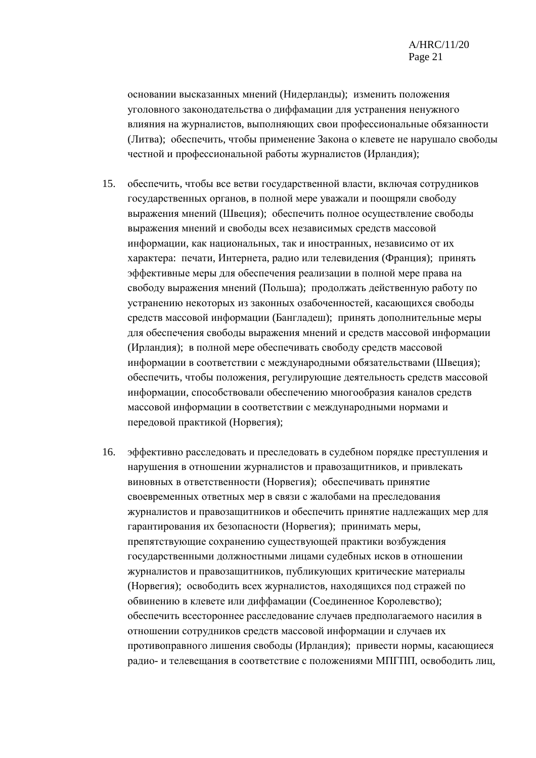основании высказанных мнений (Нидерланды); изменить положения уголовного законодательства о диффамации для устранения ненужного влияния на журналистов, выполняющих свои профессиональные обязанности (Литва); обеспечить, чтобы применение Закона о клевете не нарушало свободы честной и профессиональной работы журналистов (Ирландия);

15. обеспечить, чтобы все ветви государственной власти, включая сотрудников государственных органов, в полной мере уважали и поощряли свободу выражения мнений (Швеция); обеспечить полное осуществление свободы выражения мнений и свободы всех независимых средств массовой информации, как национальных, так и иностранных, независимо от их характера: печати, Интернета, радио или телевидения (Франция); принять эффективные меры для обеспечения реализации в полной мере права на свободу выражения мнений (Польша); продолжать действенную работу по устранению некоторых из законных озабоченностей, касающихся свободы средств массовой информации (Бангладеш); принять дополнительные меры для обеспечения свободы выражения мнений и средств массовой информации (Ирландия); в полной мере обеспечивать свободу средств массовой информации в соответствии с международными обязательствами (Швеция); обеспечить, чтобы положения, регулирующие деятельность средств массовой информации, способствовали обеспечению многообразия каналов средств массовой информации в соответствии с международными нормами и передовой практикой (Норвегия);

16. эффективно расследовать и преследовать в судебном порядке преступления и нарушения в отношении журналистов и правозащитников, и привлекать виновных в ответственности (Норвегия); обеспечивать принятие своевременных ответных мер в связи с жалобами на преследования журналистов и правозащитников и обеспечить принятие надлежащих мер для гарантирования их безопасности (Норвегия); принимать меры, препятствующие сохранению существующей практики возбуждения государственными должностными лицами судебных исков в отношении журналистов и правозащитников, публикующих критические материалы (Норвегия); освободить всех журналистов, находящихся под стражей по обвинению в клевете или диффамации (Соединенное Королевство); обеспечить всестороннее расследование случаев предполагаемого насилия в отношении сотрудников средств массовой информации и случаев их противоправного лишения свободы (Ирландия); привести нормы, касающиеся радио- и телевещания в соответствие с положениями МПГПП, освободить лиц,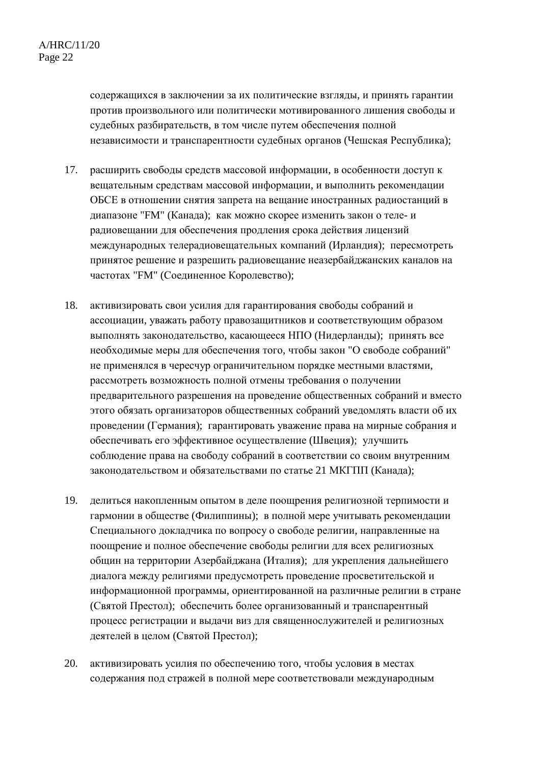содержащихся в заключении за их политические взгляды, и принять гарантии против произвольного или политически мотивированного лишения свободы и судебных разбирательств, в том числе путем обеспечения полной независимости и транспарентности судебных органов (Чешская Республика);

17. расширить свободы средств массовой информации, в особенности доступ к вещательным средствам массовой информации, и выполнить рекомендации ОБСЕ в отношении снятия запрета на вещание иностранных радиостанций в диапазоне "FM" (Канада); как можно скорее изменить закон о теле- и радиовещании для обеспечения продления срока действия лицензий международных телерадиовещательных компаний (Ирландия); пересмотреть принятое решение и разрешить радиовещание неазербайджанских каналов на частотах "FM" (Соединенное Королевство);

18. активизировать свои усилия для гарантирования свободы собраний и ассоциации, уважать работу правозащитников и соответствующим образом выполнять законодательство, касающееся НПО (Нидерланды); принять все необходимые меры для обеспечения того, чтобы закон "О свободе собраний" не применялся в чересчур ограничительном порядке местными властями, рассмотреть возможность полной отмены требования о получении предварительного разрешения на проведение общественных собраний и вместо этого обязать организаторов общественных собраний уведомлять власти об их проведении (Германия); гарантировать уважение права на мирные собрания и обеспечивать его эффективное осуществление (Швеция); улучшить соблюдение права на свободу собраний в соответствии со своим внутренним законодательством и обязательствами по статье 21 МКГПП (Канада);

19. делиться накопленным опытом в деле поощрения религиозной терпимости и гармонии в обществе (Филиппины); в полной мере учитывать рекомендации Специального докладчика по вопросу о свободе религии, направленные на поощрение и полное обеспечение свободы религии для всех религиозных общин на территории Азербайджана (Италия); для укрепления дальнейшего диалога между религиями предусмотреть проведение просветительской и информационной программы, ориентированной на различные религии в стране (Святой Престол); обеспечить более организованный и транспарентный процесс регистрации и выдачи виз для священнослужителей и религиозных деятелей в целом (Святой Престол);

20. активизировать усилия по обеспечению того, чтобы условия в местах содержания под стражей в полной мере соответствовали международным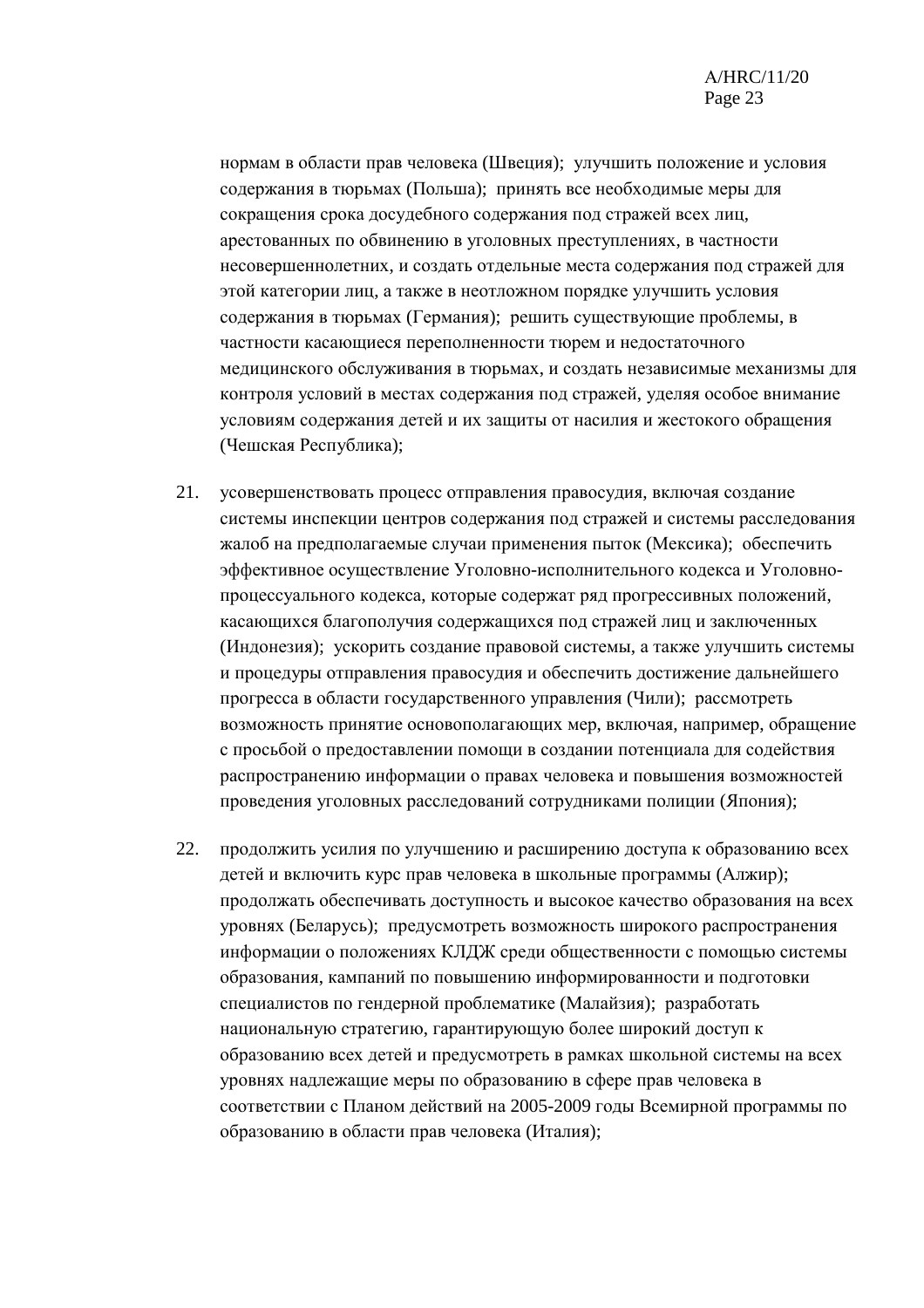нормам в области прав человека (Швеция); улучшить положение и условия содержания в тюрьмах (Польша); принять все необходимые меры для сокращения срока досудебного содержания под стражей всех лиц, арестованных по обвинению в уголовных преступлениях, в частности несовершеннолетних, и создать отдельные места содержания под стражей для этой категории лиц, а также в неотложном порядке улучшить условия содержания в тюрьмах (Германия); решить существующие проблемы, в частности касающиеся переполненности тюрем и недостаточного медицинского обслуживания в тюрьмах, и создать независимые механизмы для контроля условий в местах содержания под стражей, уделяя особое внимание условиям содержания детей и их защиты от насилия и жестокого обращения (Чешская Республика);

21. усовершенствовать процесс отправления правосудия, включая создание системы инспекции центров содержания под стражей и системы расследования жалоб на предполагаемые случаи применения пыток (Мексика); обеспечить эффективное осуществление Уголовно-исполнительного кодекса и Уголовно-процессуального кодекса, которые содержат ряд прогрессивных положений, касающихся благополучия содержащихся под стражей лиц и заключенных (Индонезия); ускорить создание правовой системы, а также улучшить системы и процедуры отправления правосудия и обеспечить достижение дальнейшего прогресса в области государственного управления (Чили); рассмотреть возможность принятие основополагающих мер, включая, например, обращение с просьбой о предоставлении помощи в создании потенциала для содействия распространению информации о правах человека и повышения возможностей проведения уголовных расследований сотрудниками полиции (Япония);

22. продолжить усилия по улучшению и расширению доступа к образованию всех детей и включить курс прав человека в школьные программы (Алжир); продолжать обеспечивать доступность и высокое качество образования на всех уровнях (Беларусь); предусмотреть возможность широкого распространения информации о положениях КЛДЖ среди общественности с помощью системы образования, кампаний по повышению информированности и подготовки специалистов по гендерной проблематике (Малайзия); разработать национальную стратегию, гарантирующую более широкий доступ к образованию всех детей и предусмотреть в рамках школьной системы на всех уровнях надлежащие меры по образованию в сфере прав человека в соответствии с Планом действий на 2005-2009 годы Всемирной программы по образованию в области прав человека (Италия);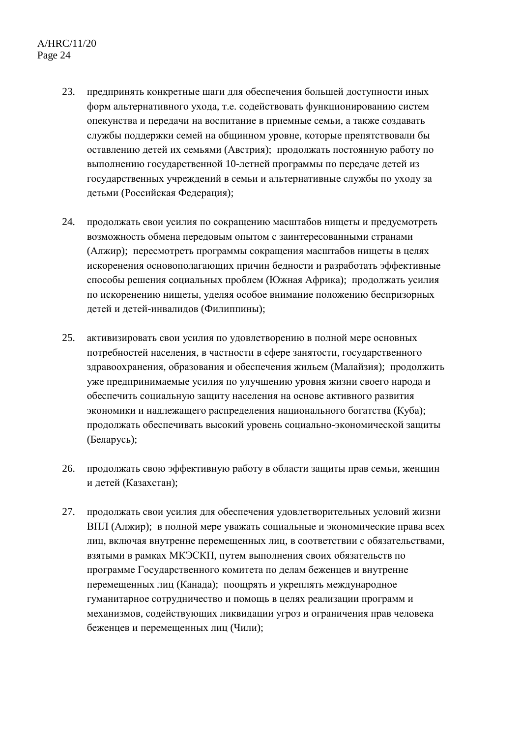23. предпринять конкретные шаги для обеспечения большей доступности иных форм альтернативного ухода, т.е. содействовать функционированию систем опекунства и передачи на воспитание в приемные семьи, а также создавать службы поддержки семей на общинном уровне, которые препятствовали бы оставлению детей их семьями (Австрия); продолжать постоянную работу по выполнению государственной 10-летней программы по передаче детей из государственных учреждений в семьи и альтернативные службы по уходу за детьми (Российская Федерация);

24. продолжать свои усилия по сокращению масштабов нищеты и предусмотреть возможность обмена передовым опытом с заинтересованными странами (Алжир); пересмотреть программы сокращения масштабов нищеты в целях искоренения основополагающих причин бедности и разработать эффективные способы решения социальных проблем (Южная Африка); продолжать усилия по искоренению нищеты, уделяя особое внимание положению беспризорных детей и детей-инвалидов (Филиппины);

25. активизировать свои усилия по удовлетворению в полной мере основных потребностей населения, в частности в сфере занятости, государственного здравоохранения, образования и обеспечения жильем (Малайзия); продолжить уже предпринимаемые усилия по улучшению уровня жизни своего народа и обеспечить социальную защиту населения на основе активного развития экономики и надлежащего распределения национального богатства (Куба); продолжать обеспечивать высокий уровень социально-экономической защиты (Беларусь);

26. продолжать свою эффективную работу в области защиты прав семьи, женщин и детей (Казахстан);

27. продолжать свои усилия для обеспечения удовлетворительных условий жизни ВПЛ (Алжир); в полной мере уважать социальные и экономические права всех лиц, включая внутренне перемещенных лиц, в соответствии с обязательствами, взятыми в рамках МКЭСКП, путем выполнения своих обязательств по программе Государственного комитета по делам беженцев и внутренне перемещенных лиц (Канада); поощрять и укреплять международное гуманитарное сотрудничество и помощь в целях реализации программ и механизмов, содействующих ликвидации угроз и ограничения прав человека беженцев и перемещенных лиц (Чили);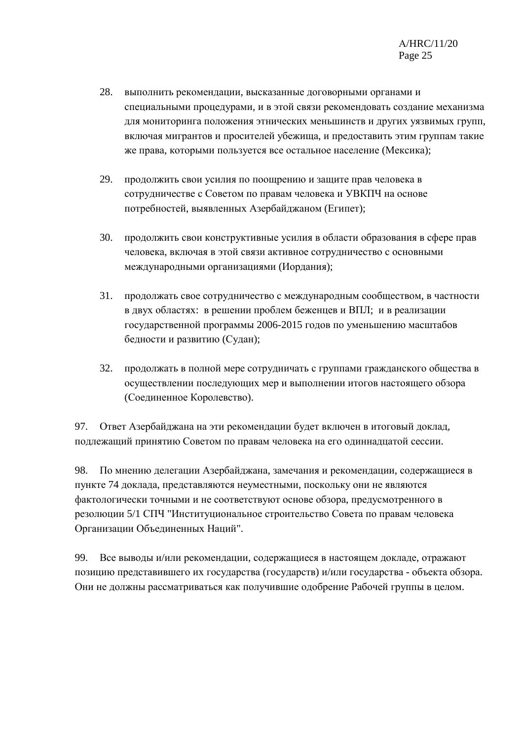28. выполнить рекомендации, высказанные договорными органами и специальными процедурами, и в этой связи рекомендовать создание механизма для мониторинга положения этнических меньшинств и других уязвимых групп, включая мигрантов и просителей убежища, и предоставить этим группам такие же права, которыми пользуется все остальное население (Мексика);

29. продолжить свои усилия по поощрению и защите прав человека в сотрудничестве с Советом по правам человека и УВКПЧ на основе потребностей, выявленных Азербайджаном (Египет);

30. продолжить свои конструктивные усилия в области образования в сфере прав человека, включая в этой связи активное сотрудничество с основными международными организациями (Иордания);

31. продолжать свое сотрудничество с международным сообществом, в частности в двух областях: в решении проблем беженцев и ВПЛ; и в реализации государственной программы 2006-2015 годов по уменьшению масштабов бедности и развитию (Судан);

32. продолжать в полной мере сотрудничать с группами гражданского общества в осуществлении последующих мер и выполнении итогов настоящего обзора (Соединенное Королевство).

97. Ответ Азербайджана на эти рекомендации будет включен в итоговый доклад, подлежащий принятию Советом по правам человека на его одиннадцатой сессии.

98. По мнению делегации Азербайджана, замечания и рекомендации, содержащиеся в пункте 74 доклада, представляются неуместными, поскольку они не являются фактологически точными и не соответствуют основе обзора, предусмотренного в резолюции 5/1 СПЧ "Институциональное строительство Совета по правам человека Организации Объединенных Наций".

99. Все выводы и/или рекомендации, содержащиеся в настоящем докладе, отражают позицию представившего их государства (государств) и/или государства - объекта обзора. Они не должны рассматриваться как получившие одобрение Рабочей группы в целом.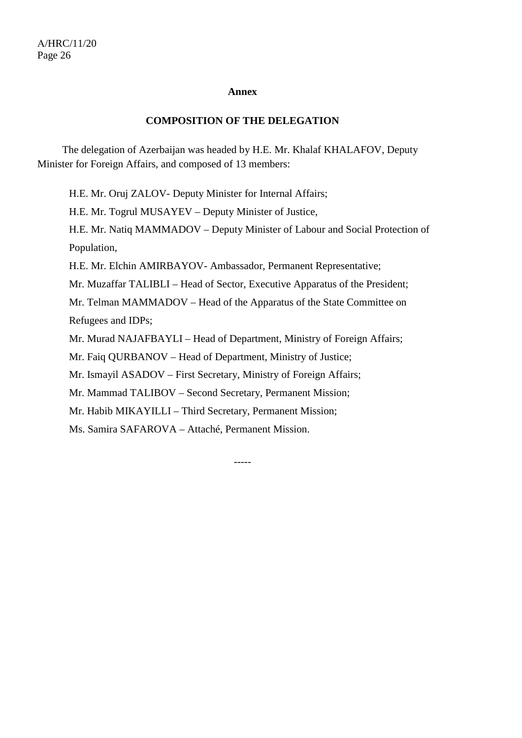## Annex

## COMPOSITION OF THE DELEGATION

The delegation of Azerbaijan was headed by H.E. Mr. Khalaf KHALAFOV, Deputy Minister for Foreign Affairs, and composed of 13 members:

H.E. Mr. Oruj ZALOV- Deputy Minister for Internal Affairs;

H.E. Mr. Togrul MUSAYEV – Deputy Minister of Justice,

H.E. Mr. Natiq MAMMADOV – Deputy Minister of Labour and Social Protection of Population,

H.E. Mr. Elchin AMIRBAYOV- Ambassador, Permanent Representative;

Mr. Muzaffar TALIBLI – Head of Sector, Executive Apparatus of the President;

Mr. Telman MAMMADOV – Head of the Apparatus of the State Committee on Refugees and IDPs;

Mr. Murad NAJAFBAYLI – Head of Department, Ministry of Foreign Affairs;

Mr. Faiq QURBANOV – Head of Department, Ministry of Justice;

Mr. Ismayil ASADOV – First Secretary, Ministry of Foreign Affairs;

Mr. Mammad TALIBOV – Second Secretary, Permanent Mission;

Mr. Habib MIKAYILLI – Third Secretary, Permanent Mission;

Ms. Samira SAFAROVA – Attaché, Permanent Mission.

-----